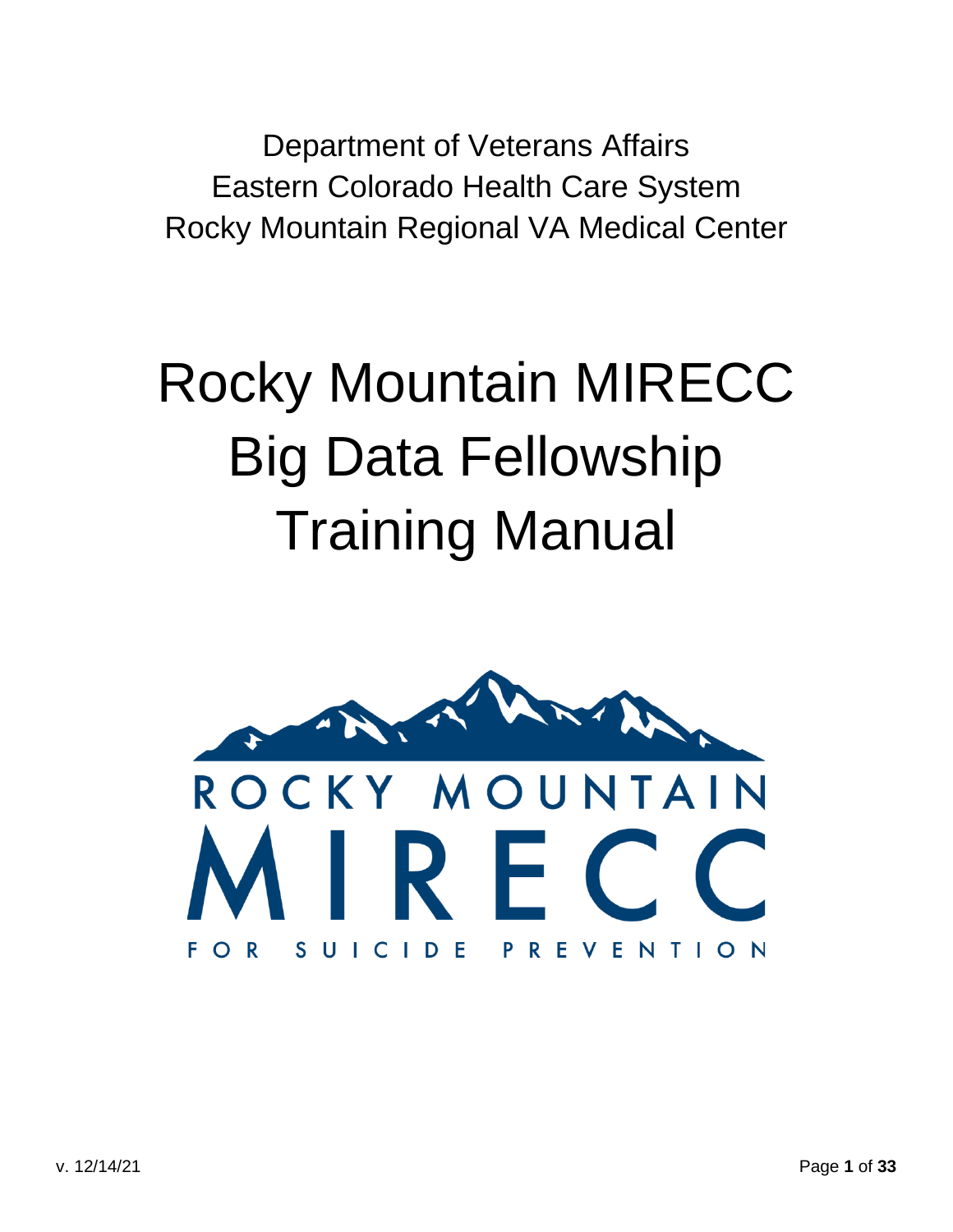Department of Veterans Affairs
Eastern Colorado Health Care System
Rocky Mountain Regional VA Medical Center

# Rocky Mountain MIRECC Big Data Fellowship Training Manual

ROCKY MOUNTAIN
MIRECC
FOR SUICIDE PREVENTION

v. 12/14/21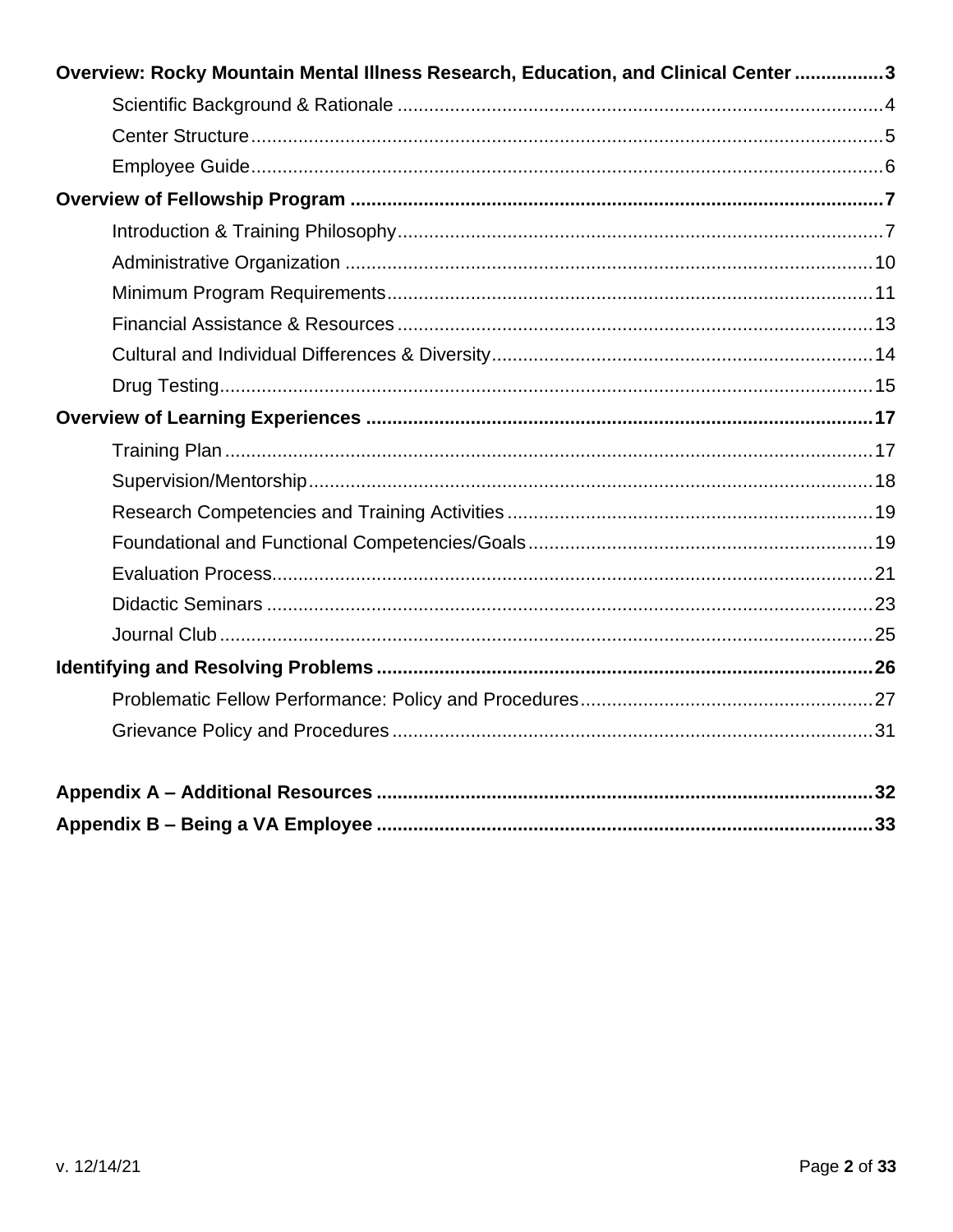**Overview: Rocky Mountain Mental Illness Research, Education, and Clinical Center ................. 3**

- Scientific Background & Rationale ........................................................................................ 4
- Center Structure ...................................................................................................................... 5
- Employee Guide ...................................................................................................................... 6

**Overview of Fellowship Program ..................................................................................................... 7**

- Introduction & Training Philosophy .......................................................................................... 7
- Administrative Organization .................................................................................................. 10
- Minimum Program Requirements ........................................................................................... 11
- Financial Assistance & Resources .......................................................................................... 13
- Cultural and Individual Differences & Diversity ....................................................................... 14
- Drug Testing ........................................................................................................................... 15

**Overview of Learning Experiences ................................................................................................. 17**

- Training Plan .......................................................................................................................... 17
- Supervision/Mentorship .......................................................................................................... 18
- Research Competencies and Training Activities ..................................................................... 19
- Foundational and Functional Competencies/Goals ................................................................. 19
- Evaluation Process ................................................................................................................. 21
- Didactic Seminars .................................................................................................................. 23
- Journal Club ........................................................................................................................... 25

**Identifying and Resolving Problems ............................................................................................... 26**

- Problematic Fellow Performance: Policy and Procedures ....................................................... 27
- Grievance Policy and Procedures ........................................................................................... 31

**Appendix A – Additional Resources ............................................................................................... 32**

**Appendix B – Being a VA Employee ............................................................................................... 33**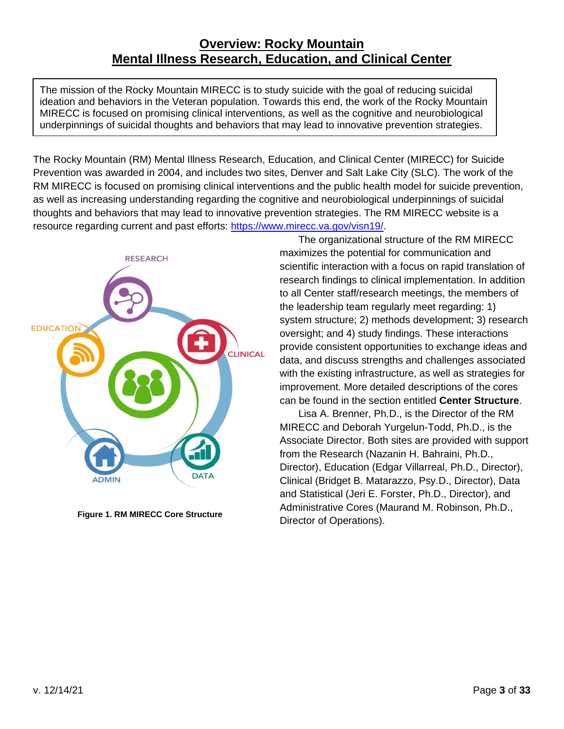# Overview: Rocky Mountain Mental Illness Research, Education, and Clinical Center

> The mission of the Rocky Mountain MIRECC is to study suicide with the goal of reducing suicidal ideation and behaviors in the Veteran population. Towards this end, the work of the Rocky Mountain MIRECC is focused on promising clinical interventions, as well as the cognitive and neurobiological underpinnings of suicidal thoughts and behaviors that may lead to innovative prevention strategies.

The Rocky Mountain (RM) Mental Illness Research, Education, and Clinical Center (MIRECC) for Suicide Prevention was awarded in 2004, and includes two sites, Denver and Salt Lake City (SLC). The work of the RM MIRECC is focused on promising clinical interventions and the public health model for suicide prevention, as well as increasing understanding regarding the cognitive and neurobiological underpinnings of suicidal thoughts and behaviors that may lead to innovative prevention strategies. The RM MIRECC website is a resource regarding current and past efforts: https://www.mirecc.va.gov/visn19/.

**Figure 1. RM MIRECC Core Structure**

The organizational structure of the RM MIRECC maximizes the potential for communication and scientific interaction with a focus on rapid translation of research findings to clinical implementation. In addition to all Center staff/research meetings, the members of the leadership team regularly meet regarding: 1) system structure; 2) methods development; 3) research oversight; and 4) study findings. These interactions provide consistent opportunities to exchange ideas and data, and discuss strengths and challenges associated with the existing infrastructure, as well as strategies for improvement. More detailed descriptions of the cores can be found in the section entitled **Center Structure**.

Lisa A. Brenner, Ph.D., is the Director of the RM MIRECC and Deborah Yurgelun-Todd, Ph.D., is the Associate Director. Both sites are provided with support from the Research (Nazanin H. Bahraini, Ph.D., Director), Education (Edgar Villarreal, Ph.D., Director), Clinical (Bridget B. Matarazzo, Psy.D., Director), Data and Statistical (Jeri E. Forster, Ph.D., Director), and Administrative Cores (Maurand M. Robinson, Ph.D., Director of Operations).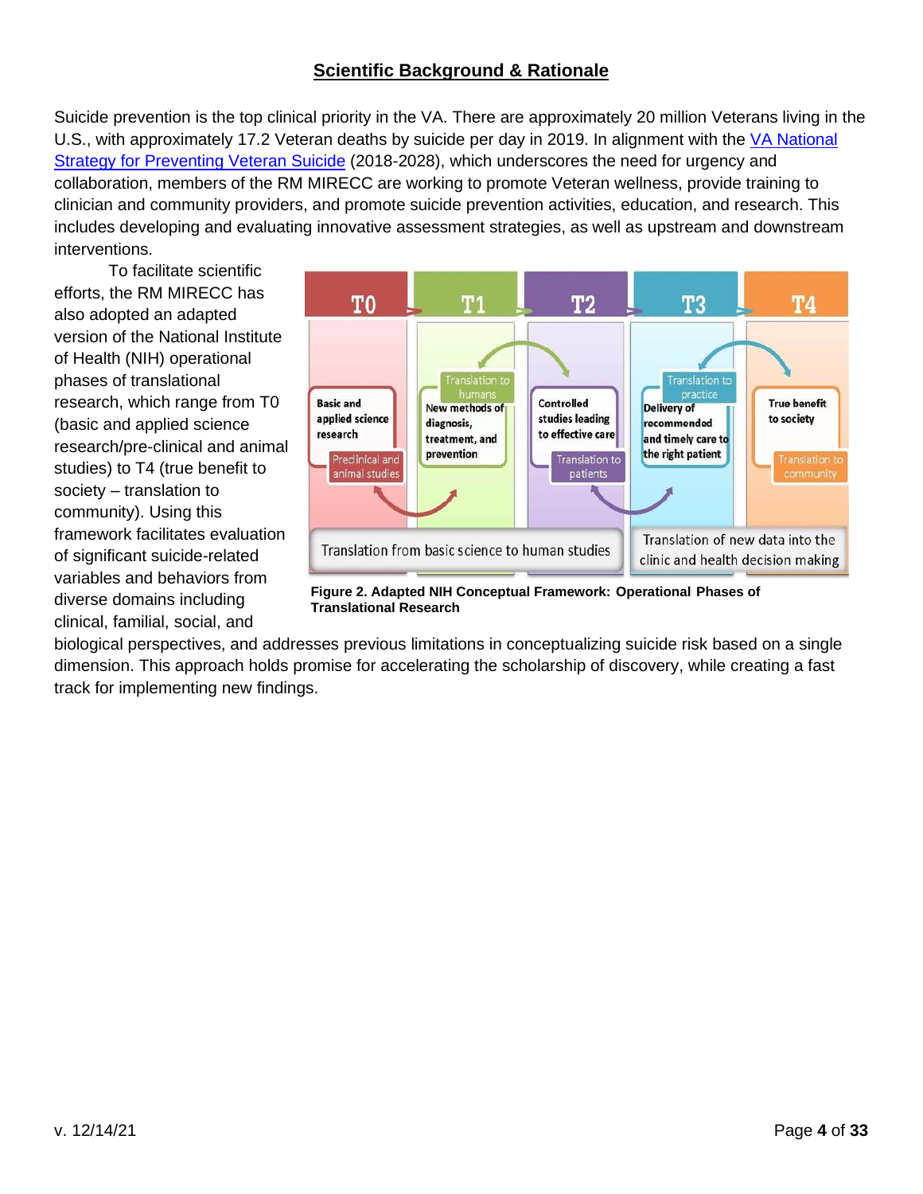## Scientific Background & Rationale

Suicide prevention is the top clinical priority in the VA. There are approximately 20 million Veterans living in the U.S., with approximately 17.2 Veteran deaths by suicide per day in 2019. In alignment with the VA National Strategy for Preventing Veteran Suicide (2018-2028), which underscores the need for urgency and collaboration, members of the RM MIRECC are working to promote Veteran wellness, provide training to clinician and community providers, and promote suicide prevention activities, education, and research. This includes developing and evaluating innovative assessment strategies, as well as upstream and downstream interventions.

To facilitate scientific efforts, the RM MIRECC has also adopted an adapted version of the National Institute of Health (NIH) operational phases of translational research, which range from T0 (basic and applied science research/pre-clinical and animal studies) to T4 (true benefit to society – translation to community). Using this framework facilitates evaluation of significant suicide-related variables and behaviors from diverse domains including clinical, familial, social, and biological perspectives, and addresses previous limitations in conceptualizing suicide risk based on a single dimension. This approach holds promise for accelerating the scholarship of discovery, while creating a fast track for implementing new findings.

**Figure 2. Adapted NIH Conceptual Framework: Operational Phases of Translational Research**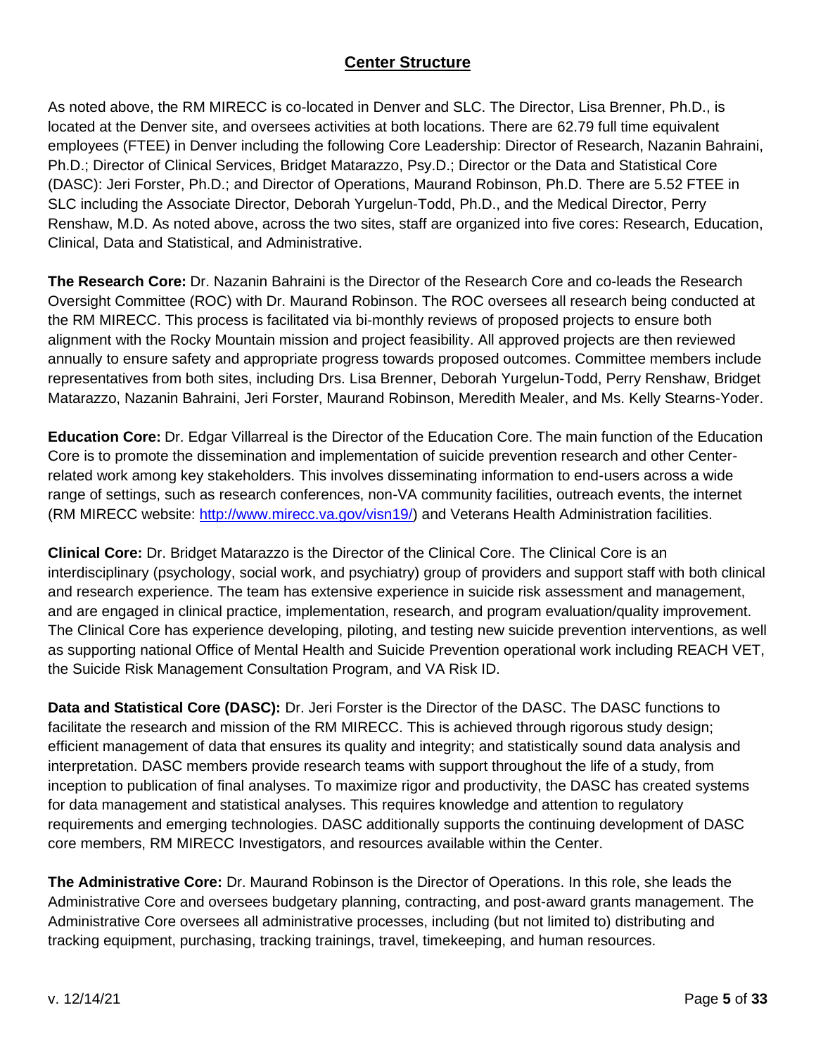## Center Structure

As noted above, the RM MIRECC is co-located in Denver and SLC. The Director, Lisa Brenner, Ph.D., is located at the Denver site, and oversees activities at both locations. There are 62.79 full time equivalent employees (FTEE) in Denver including the following Core Leadership: Director of Research, Nazanin Bahraini, Ph.D.; Director of Clinical Services, Bridget Matarazzo, Psy.D.; Director or the Data and Statistical Core (DASC): Jeri Forster, Ph.D.; and Director of Operations, Maurand Robinson, Ph.D. There are 5.52 FTEE in SLC including the Associate Director, Deborah Yurgelun-Todd, Ph.D., and the Medical Director, Perry Renshaw, M.D. As noted above, across the two sites, staff are organized into five cores: Research, Education, Clinical, Data and Statistical, and Administrative.

**The Research Core:** Dr. Nazanin Bahraini is the Director of the Research Core and co-leads the Research Oversight Committee (ROC) with Dr. Maurand Robinson. The ROC oversees all research being conducted at the RM MIRECC. This process is facilitated via bi-monthly reviews of proposed projects to ensure both alignment with the Rocky Mountain mission and project feasibility. All approved projects are then reviewed annually to ensure safety and appropriate progress towards proposed outcomes. Committee members include representatives from both sites, including Drs. Lisa Brenner, Deborah Yurgelun-Todd, Perry Renshaw, Bridget Matarazzo, Nazanin Bahraini, Jeri Forster, Maurand Robinson, Meredith Mealer, and Ms. Kelly Stearns-Yoder.

**Education Core:** Dr. Edgar Villarreal is the Director of the Education Core. The main function of the Education Core is to promote the dissemination and implementation of suicide prevention research and other Center-related work among key stakeholders. This involves disseminating information to end-users across a wide range of settings, such as research conferences, non-VA community facilities, outreach events, the internet (RM MIRECC website: http://www.mirecc.va.gov/visn19/) and Veterans Health Administration facilities.

**Clinical Core:** Dr. Bridget Matarazzo is the Director of the Clinical Core. The Clinical Core is an interdisciplinary (psychology, social work, and psychiatry) group of providers and support staff with both clinical and research experience. The team has extensive experience in suicide risk assessment and management, and are engaged in clinical practice, implementation, research, and program evaluation/quality improvement. The Clinical Core has experience developing, piloting, and testing new suicide prevention interventions, as well as supporting national Office of Mental Health and Suicide Prevention operational work including REACH VET, the Suicide Risk Management Consultation Program, and VA Risk ID.

**Data and Statistical Core (DASC):** Dr. Jeri Forster is the Director of the DASC. The DASC functions to facilitate the research and mission of the RM MIRECC. This is achieved through rigorous study design; efficient management of data that ensures its quality and integrity; and statistically sound data analysis and interpretation. DASC members provide research teams with support throughout the life of a study, from inception to publication of final analyses. To maximize rigor and productivity, the DASC has created systems for data management and statistical analyses. This requires knowledge and attention to regulatory requirements and emerging technologies. DASC additionally supports the continuing development of DASC core members, RM MIRECC Investigators, and resources available within the Center.

**The Administrative Core:** Dr. Maurand Robinson is the Director of Operations. In this role, she leads the Administrative Core and oversees budgetary planning, contracting, and post-award grants management. The Administrative Core oversees all administrative processes, including (but not limited to) distributing and tracking equipment, purchasing, tracking trainings, travel, timekeeping, and human resources.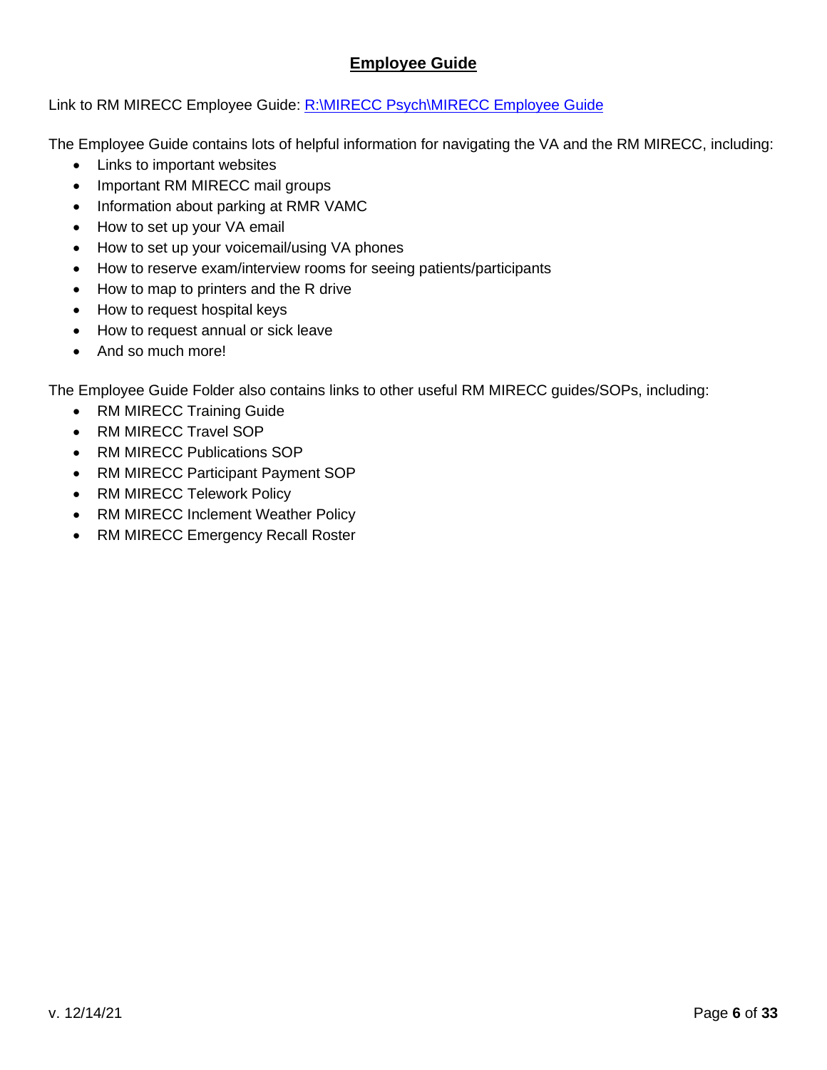## Employee Guide

Link to RM MIRECC Employee Guide: R:\MIRECC Psych\MIRECC Employee Guide

The Employee Guide contains lots of helpful information for navigating the VA and the RM MIRECC, including:

- Links to important websites
- Important RM MIRECC mail groups
- Information about parking at RMR VAMC
- How to set up your VA email
- How to set up your voicemail/using VA phones
- How to reserve exam/interview rooms for seeing patients/participants
- How to map to printers and the R drive
- How to request hospital keys
- How to request annual or sick leave
- And so much more!

The Employee Guide Folder also contains links to other useful RM MIRECC guides/SOPs, including:

- RM MIRECC Training Guide
- RM MIRECC Travel SOP
- RM MIRECC Publications SOP
- RM MIRECC Participant Payment SOP
- RM MIRECC Telework Policy
- RM MIRECC Inclement Weather Policy
- RM MIRECC Emergency Recall Roster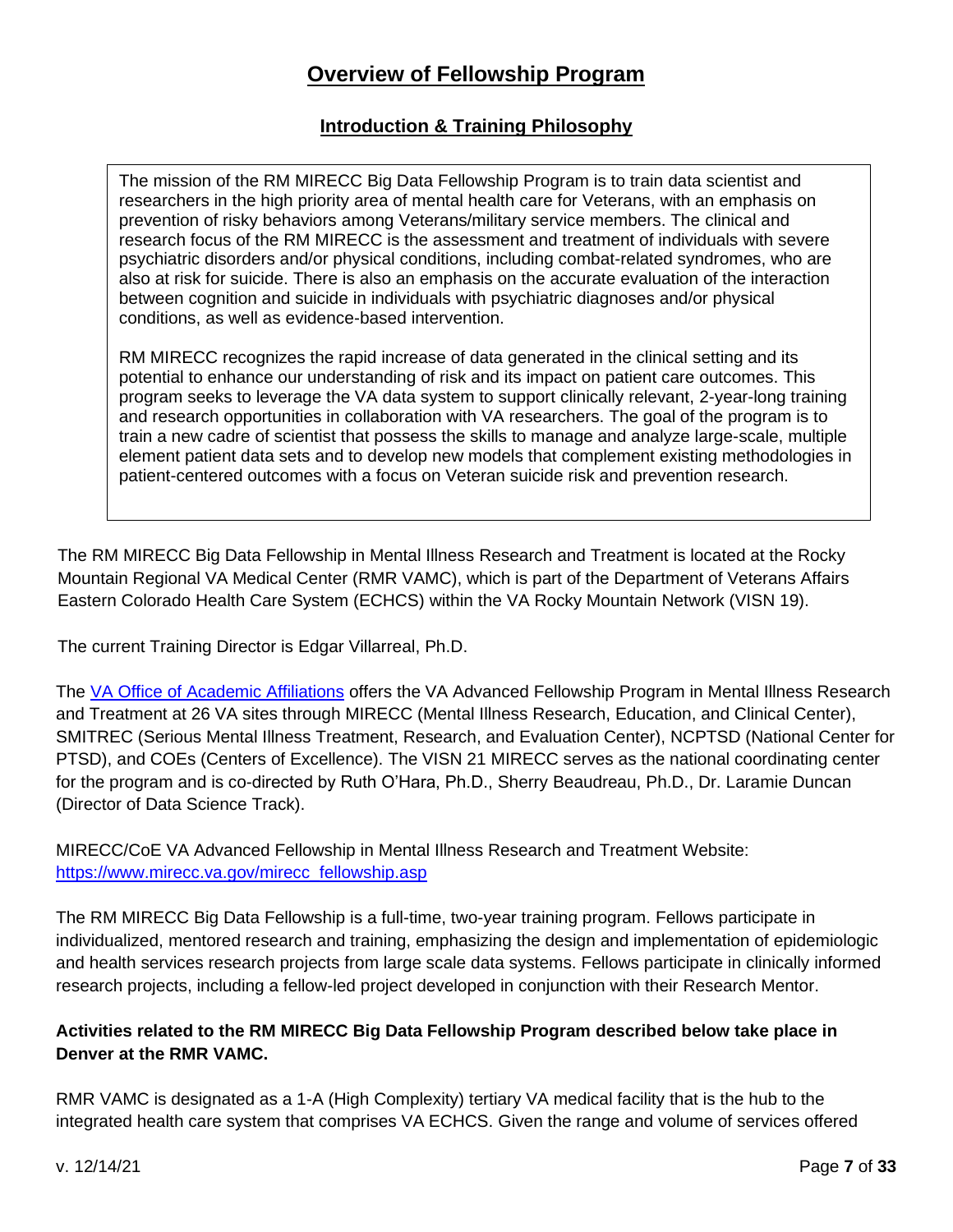# Overview of Fellowship Program

## Introduction & Training Philosophy

The mission of the RM MIRECC Big Data Fellowship Program is to train data scientist and researchers in the high priority area of mental health care for Veterans, with an emphasis on prevention of risky behaviors among Veterans/military service members. The clinical and research focus of the RM MIRECC is the assessment and treatment of individuals with severe psychiatric disorders and/or physical conditions, including combat-related syndromes, who are also at risk for suicide. There is also an emphasis on the accurate evaluation of the interaction between cognition and suicide in individuals with psychiatric diagnoses and/or physical conditions, as well as evidence-based intervention.

RM MIRECC recognizes the rapid increase of data generated in the clinical setting and its potential to enhance our understanding of risk and its impact on patient care outcomes. This program seeks to leverage the VA data system to support clinically relevant, 2-year-long training and research opportunities in collaboration with VA researchers. The goal of the program is to train a new cadre of scientist that possess the skills to manage and analyze large-scale, multiple element patient data sets and to develop new models that complement existing methodologies in patient-centered outcomes with a focus on Veteran suicide risk and prevention research.

The RM MIRECC Big Data Fellowship in Mental Illness Research and Treatment is located at the Rocky Mountain Regional VA Medical Center (RMR VAMC), which is part of the Department of Veterans Affairs Eastern Colorado Health Care System (ECHCS) within the VA Rocky Mountain Network (VISN 19).

The current Training Director is Edgar Villarreal, Ph.D.

The VA Office of Academic Affiliations offers the VA Advanced Fellowship Program in Mental Illness Research and Treatment at 26 VA sites through MIRECC (Mental Illness Research, Education, and Clinical Center), SMITREC (Serious Mental Illness Treatment, Research, and Evaluation Center), NCPTSD (National Center for PTSD), and COEs (Centers of Excellence). The VISN 21 MIRECC serves as the national coordinating center for the program and is co-directed by Ruth O'Hara, Ph.D., Sherry Beaudreau, Ph.D., Dr. Laramie Duncan (Director of Data Science Track).

MIRECC/CoE VA Advanced Fellowship in Mental Illness Research and Treatment Website: https://www.mirecc.va.gov/mirecc_fellowship.asp

The RM MIRECC Big Data Fellowship is a full-time, two-year training program. Fellows participate in individualized, mentored research and training, emphasizing the design and implementation of epidemiologic and health services research projects from large scale data systems. Fellows participate in clinically informed research projects, including a fellow-led project developed in conjunction with their Research Mentor.

**Activities related to the RM MIRECC Big Data Fellowship Program described below take place in Denver at the RMR VAMC.**

RMR VAMC is designated as a 1-A (High Complexity) tertiary VA medical facility that is the hub to the integrated health care system that comprises VA ECHCS. Given the range and volume of services offered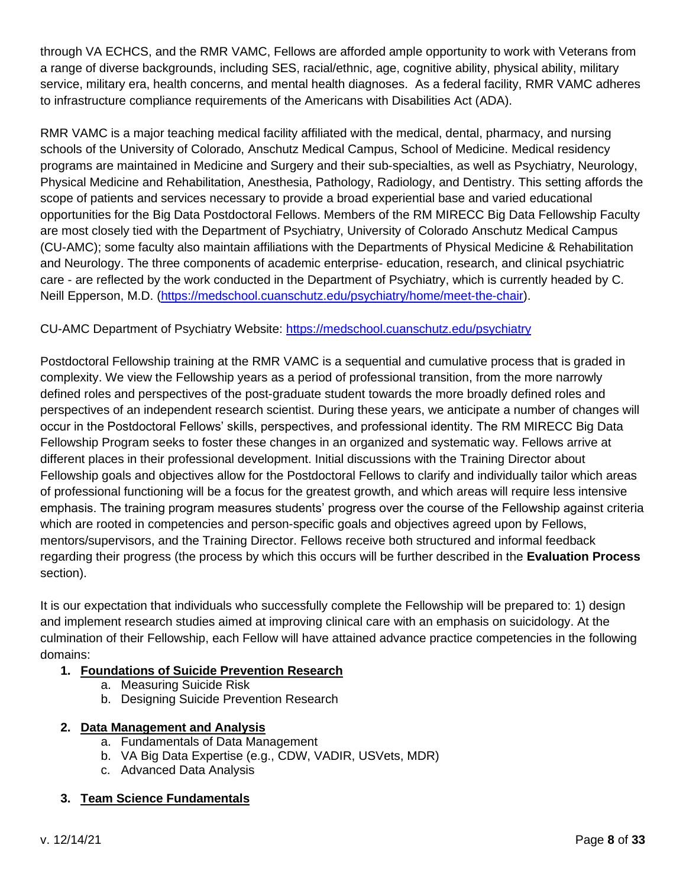through VA ECHCS, and the RMR VAMC, Fellows are afforded ample opportunity to work with Veterans from a range of diverse backgrounds, including SES, racial/ethnic, age, cognitive ability, physical ability, military service, military era, health concerns, and mental health diagnoses. As a federal facility, RMR VAMC adheres to infrastructure compliance requirements of the Americans with Disabilities Act (ADA).

RMR VAMC is a major teaching medical facility affiliated with the medical, dental, pharmacy, and nursing schools of the University of Colorado, Anschutz Medical Campus, School of Medicine. Medical residency programs are maintained in Medicine and Surgery and their sub-specialties, as well as Psychiatry, Neurology, Physical Medicine and Rehabilitation, Anesthesia, Pathology, Radiology, and Dentistry. This setting affords the scope of patients and services necessary to provide a broad experiential base and varied educational opportunities for the Big Data Postdoctoral Fellows. Members of the RM MIRECC Big Data Fellowship Faculty are most closely tied with the Department of Psychiatry, University of Colorado Anschutz Medical Campus (CU-AMC); some faculty also maintain affiliations with the Departments of Physical Medicine & Rehabilitation and Neurology. The three components of academic enterprise- education, research, and clinical psychiatric care - are reflected by the work conducted in the Department of Psychiatry, which is currently headed by C. Neill Epperson, M.D. (https://medschool.cuanschutz.edu/psychiatry/home/meet-the-chair).

CU-AMC Department of Psychiatry Website: https://medschool.cuanschutz.edu/psychiatry

Postdoctoral Fellowship training at the RMR VAMC is a sequential and cumulative process that is graded in complexity. We view the Fellowship years as a period of professional transition, from the more narrowly defined roles and perspectives of the post-graduate student towards the more broadly defined roles and perspectives of an independent research scientist. During these years, we anticipate a number of changes will occur in the Postdoctoral Fellows' skills, perspectives, and professional identity. The RM MIRECC Big Data Fellowship Program seeks to foster these changes in an organized and systematic way. Fellows arrive at different places in their professional development. Initial discussions with the Training Director about Fellowship goals and objectives allow for the Postdoctoral Fellows to clarify and individually tailor which areas of professional functioning will be a focus for the greatest growth, and which areas will require less intensive emphasis. The training program measures students' progress over the course of the Fellowship against criteria which are rooted in competencies and person-specific goals and objectives agreed upon by Fellows, mentors/supervisors, and the Training Director. Fellows receive both structured and informal feedback regarding their progress (the process by which this occurs will be further described in the **Evaluation Process** section).

It is our expectation that individuals who successfully complete the Fellowship will be prepared to: 1) design and implement research studies aimed at improving clinical care with an emphasis on suicidology. At the culmination of their Fellowship, each Fellow will have attained advance practice competencies in the following domains:

1. **Foundations of Suicide Prevention Research**
    a. Measuring Suicide Risk
    b. Designing Suicide Prevention Research

2. **Data Management and Analysis**
    a. Fundamentals of Data Management
    b. VA Big Data Expertise (e.g., CDW, VADIR, USVets, MDR)
    c. Advanced Data Analysis

3. **Team Science Fundamentals**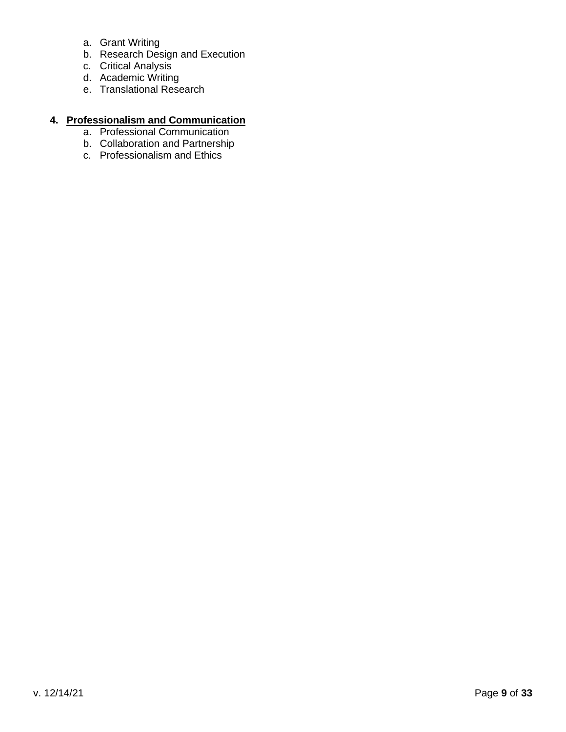a. Grant Writing
b. Research Design and Execution
c. Critical Analysis
d. Academic Writing
e. Translational Research

4. **Professionalism and Communication**
   a. Professional Communication
   b. Collaboration and Partnership
   c. Professionalism and Ethics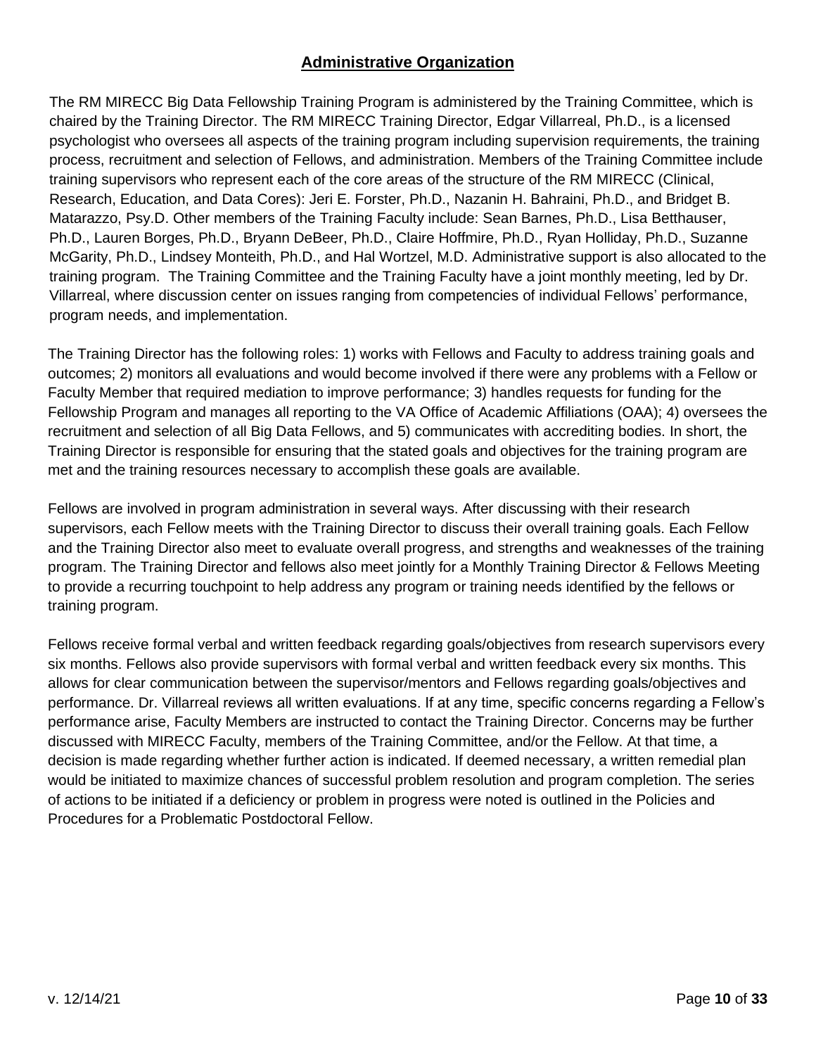## Administrative Organization

The RM MIRECC Big Data Fellowship Training Program is administered by the Training Committee, which is chaired by the Training Director. The RM MIRECC Training Director, Edgar Villarreal, Ph.D., is a licensed psychologist who oversees all aspects of the training program including supervision requirements, the training process, recruitment and selection of Fellows, and administration. Members of the Training Committee include training supervisors who represent each of the core areas of the structure of the RM MIRECC (Clinical, Research, Education, and Data Cores): Jeri E. Forster, Ph.D., Nazanin H. Bahraini, Ph.D., and Bridget B. Matarazzo, Psy.D. Other members of the Training Faculty include: Sean Barnes, Ph.D., Lisa Betthauser, Ph.D., Lauren Borges, Ph.D., Bryann DeBeer, Ph.D., Claire Hoffmire, Ph.D., Ryan Holliday, Ph.D., Suzanne McGarity, Ph.D., Lindsey Monteith, Ph.D., and Hal Wortzel, M.D. Administrative support is also allocated to the training program. The Training Committee and the Training Faculty have a joint monthly meeting, led by Dr. Villarreal, where discussion center on issues ranging from competencies of individual Fellows' performance, program needs, and implementation.

The Training Director has the following roles: 1) works with Fellows and Faculty to address training goals and outcomes; 2) monitors all evaluations and would become involved if there were any problems with a Fellow or Faculty Member that required mediation to improve performance; 3) handles requests for funding for the Fellowship Program and manages all reporting to the VA Office of Academic Affiliations (OAA); 4) oversees the recruitment and selection of all Big Data Fellows, and 5) communicates with accrediting bodies. In short, the Training Director is responsible for ensuring that the stated goals and objectives for the training program are met and the training resources necessary to accomplish these goals are available.

Fellows are involved in program administration in several ways. After discussing with their research supervisors, each Fellow meets with the Training Director to discuss their overall training goals. Each Fellow and the Training Director also meet to evaluate overall progress, and strengths and weaknesses of the training program. The Training Director and fellows also meet jointly for a Monthly Training Director & Fellows Meeting to provide a recurring touchpoint to help address any program or training needs identified by the fellows or training program.

Fellows receive formal verbal and written feedback regarding goals/objectives from research supervisors every six months. Fellows also provide supervisors with formal verbal and written feedback every six months. This allows for clear communication between the supervisor/mentors and Fellows regarding goals/objectives and performance. Dr. Villarreal reviews all written evaluations. If at any time, specific concerns regarding a Fellow's performance arise, Faculty Members are instructed to contact the Training Director. Concerns may be further discussed with MIRECC Faculty, members of the Training Committee, and/or the Fellow. At that time, a decision is made regarding whether further action is indicated. If deemed necessary, a written remedial plan would be initiated to maximize chances of successful problem resolution and program completion. The series of actions to be initiated if a deficiency or problem in progress were noted is outlined in the Policies and Procedures for a Problematic Postdoctoral Fellow.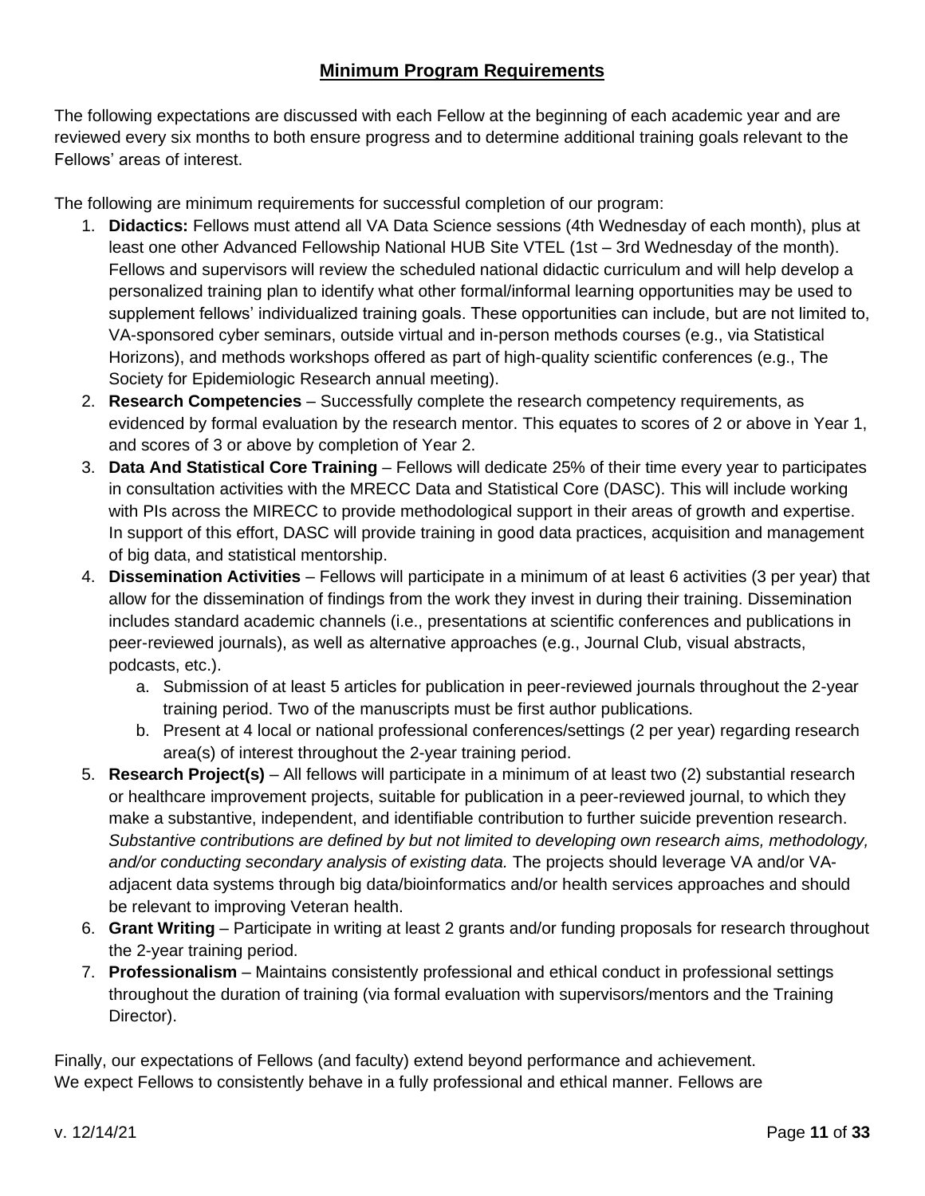## Minimum Program Requirements

The following expectations are discussed with each Fellow at the beginning of each academic year and are reviewed every six months to both ensure progress and to determine additional training goals relevant to the Fellows' areas of interest.

The following are minimum requirements for successful completion of our program:

1. **Didactics:** Fellows must attend all VA Data Science sessions (4th Wednesday of each month), plus at least one other Advanced Fellowship National HUB Site VTEL (1st – 3rd Wednesday of the month). Fellows and supervisors will review the scheduled national didactic curriculum and will help develop a personalized training plan to identify what other formal/informal learning opportunities may be used to supplement fellows' individualized training goals. These opportunities can include, but are not limited to, VA-sponsored cyber seminars, outside virtual and in-person methods courses (e.g., via Statistical Horizons), and methods workshops offered as part of high-quality scientific conferences (e.g., The Society for Epidemiologic Research annual meeting).
2. **Research Competencies** – Successfully complete the research competency requirements, as evidenced by formal evaluation by the research mentor. This equates to scores of 2 or above in Year 1, and scores of 3 or above by completion of Year 2.
3. **Data And Statistical Core Training** – Fellows will dedicate 25% of their time every year to participates in consultation activities with the MRECC Data and Statistical Core (DASC). This will include working with PIs across the MIRECC to provide methodological support in their areas of growth and expertise. In support of this effort, DASC will provide training in good data practices, acquisition and management of big data, and statistical mentorship.
4. **Dissemination Activities** – Fellows will participate in a minimum of at least 6 activities (3 per year) that allow for the dissemination of findings from the work they invest in during their training. Dissemination includes standard academic channels (i.e., presentations at scientific conferences and publications in peer-reviewed journals), as well as alternative approaches (e.g., Journal Club, visual abstracts, podcasts, etc.).
   a. Submission of at least 5 articles for publication in peer-reviewed journals throughout the 2-year training period. Two of the manuscripts must be first author publications.
   b. Present at 4 local or national professional conferences/settings (2 per year) regarding research area(s) of interest throughout the 2-year training period.
5. **Research Project(s)** – All fellows will participate in a minimum of at least two (2) substantial research or healthcare improvement projects, suitable for publication in a peer-reviewed journal, to which they make a substantive, independent, and identifiable contribution to further suicide prevention research. *Substantive contributions are defined by but not limited to developing own research aims, methodology, and/or conducting secondary analysis of existing data.* The projects should leverage VA and/or VA-adjacent data systems through big data/bioinformatics and/or health services approaches and should be relevant to improving Veteran health.
6. **Grant Writing** – Participate in writing at least 2 grants and/or funding proposals for research throughout the 2-year training period.
7. **Professionalism** – Maintains consistently professional and ethical conduct in professional settings throughout the duration of training (via formal evaluation with supervisors/mentors and the Training Director).

Finally, our expectations of Fellows (and faculty) extend beyond performance and achievement. We expect Fellows to consistently behave in a fully professional and ethical manner. Fellows are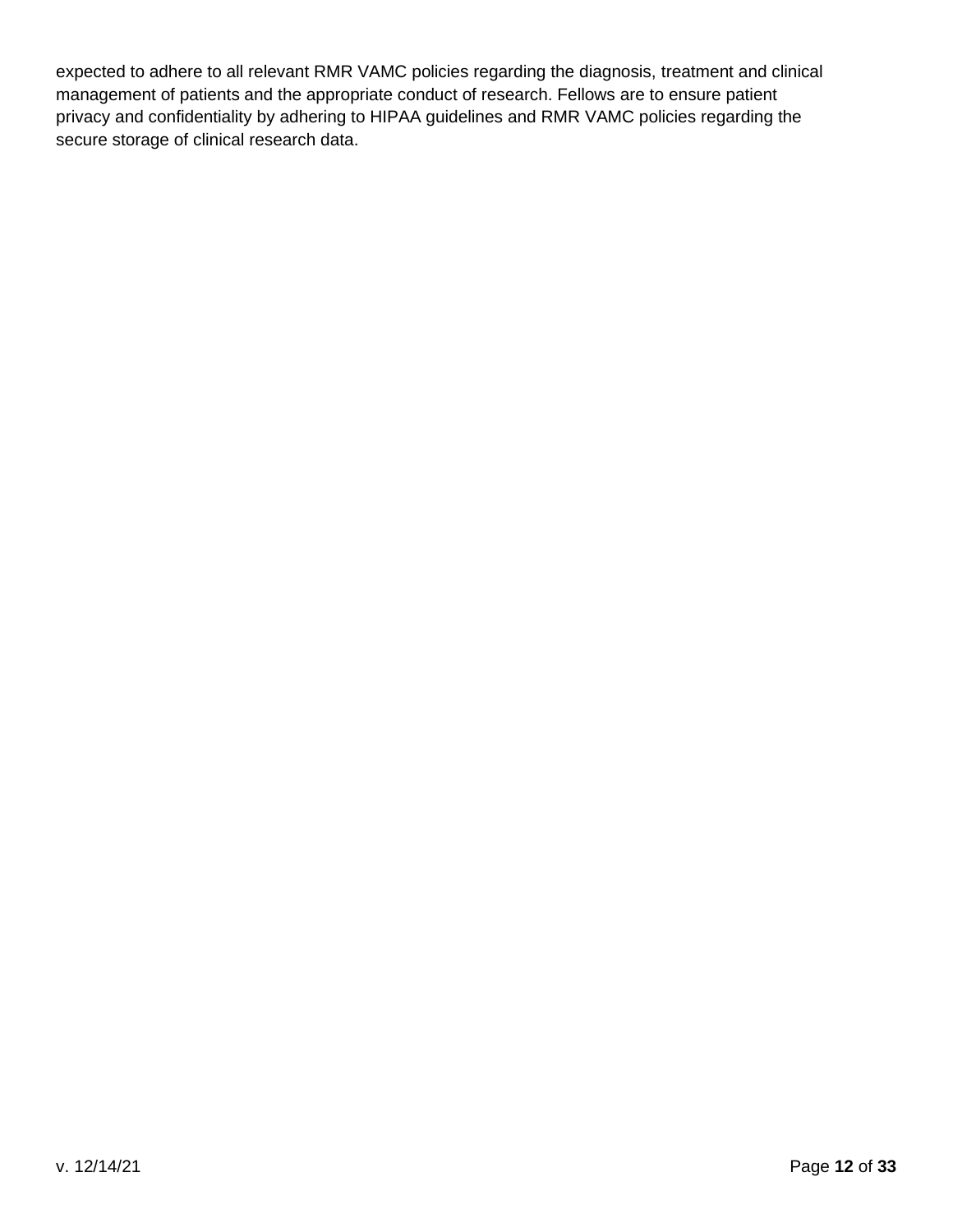expected to adhere to all relevant RMR VAMC policies regarding the diagnosis, treatment and clinical management of patients and the appropriate conduct of research. Fellows are to ensure patient privacy and confidentiality by adhering to HIPAA guidelines and RMR VAMC policies regarding the secure storage of clinical research data.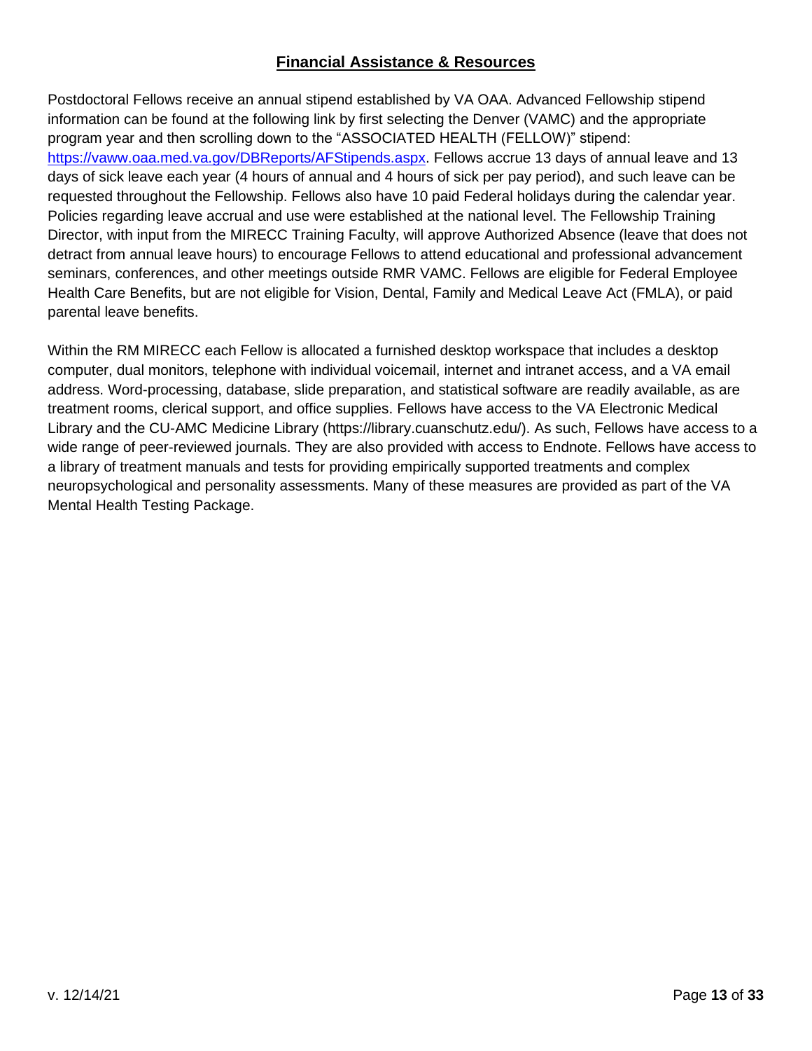## Financial Assistance & Resources

Postdoctoral Fellows receive an annual stipend established by VA OAA. Advanced Fellowship stipend information can be found at the following link by first selecting the Denver (VAMC) and the appropriate program year and then scrolling down to the "ASSOCIATED HEALTH (FELLOW)" stipend: [https://vaww.oaa.med.va.gov/DBReports/AFStipends.aspx](https://vaww.oaa.med.va.gov/DBReports/AFStipends.aspx). Fellows accrue 13 days of annual leave and 13 days of sick leave each year (4 hours of annual and 4 hours of sick per pay period), and such leave can be requested throughout the Fellowship. Fellows also have 10 paid Federal holidays during the calendar year. Policies regarding leave accrual and use were established at the national level. The Fellowship Training Director, with input from the MIRECC Training Faculty, will approve Authorized Absence (leave that does not detract from annual leave hours) to encourage Fellows to attend educational and professional advancement seminars, conferences, and other meetings outside RMR VAMC. Fellows are eligible for Federal Employee Health Care Benefits, but are not eligible for Vision, Dental, Family and Medical Leave Act (FMLA), or paid parental leave benefits.

Within the RM MIRECC each Fellow is allocated a furnished desktop workspace that includes a desktop computer, dual monitors, telephone with individual voicemail, internet and intranet access, and a VA email address. Word-processing, database, slide preparation, and statistical software are readily available, as are treatment rooms, clerical support, and office supplies. Fellows have access to the VA Electronic Medical Library and the CU-AMC Medicine Library (https://library.cuanschutz.edu/). As such, Fellows have access to a wide range of peer-reviewed journals. They are also provided with access to Endnote. Fellows have access to a library of treatment manuals and tests for providing empirically supported treatments and complex neuropsychological and personality assessments. Many of these measures are provided as part of the VA Mental Health Testing Package.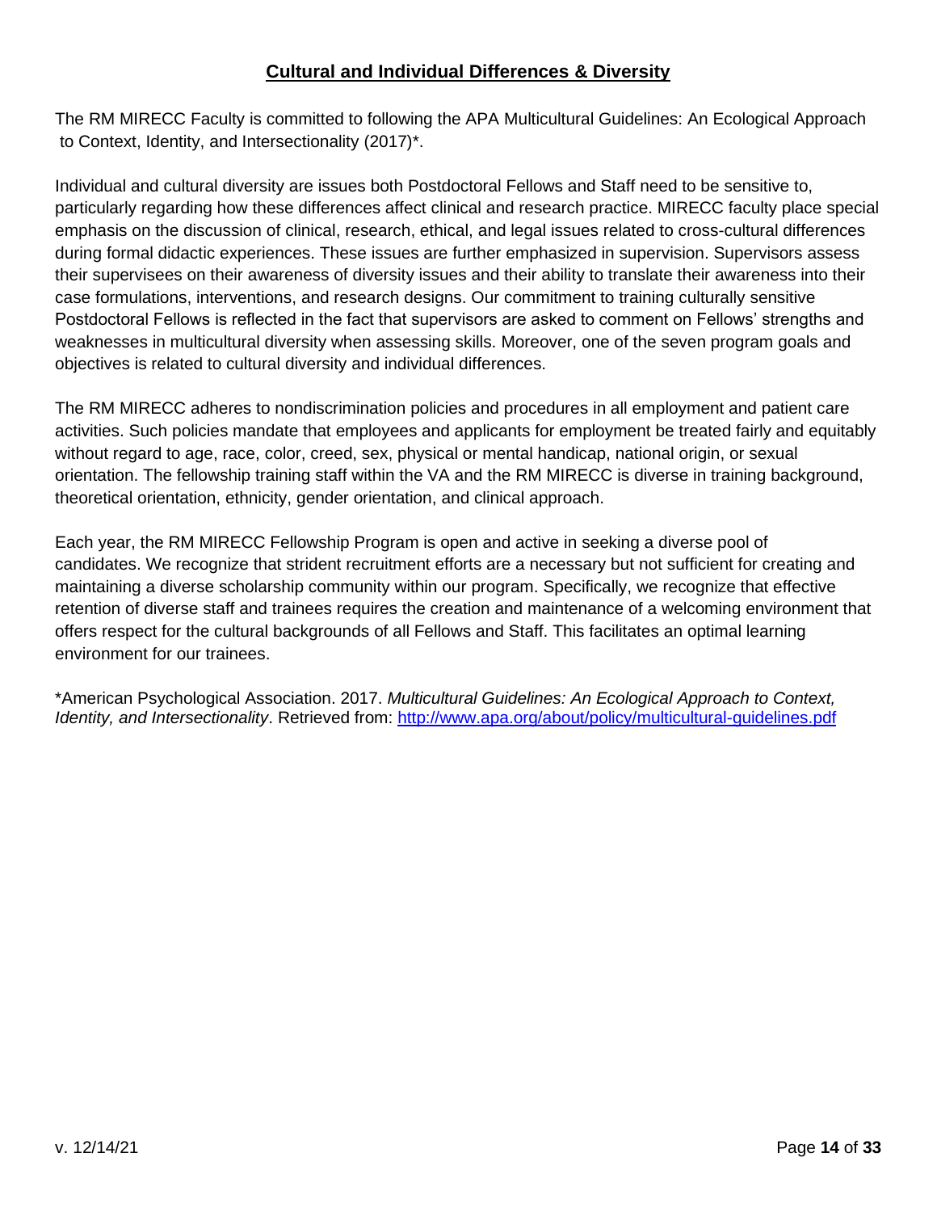## Cultural and Individual Differences & Diversity

The RM MIRECC Faculty is committed to following the APA Multicultural Guidelines: An Ecological Approach to Context, Identity, and Intersectionality (2017)*.

Individual and cultural diversity are issues both Postdoctoral Fellows and Staff need to be sensitive to, particularly regarding how these differences affect clinical and research practice. MIRECC faculty place special emphasis on the discussion of clinical, research, ethical, and legal issues related to cross-cultural differences during formal didactic experiences. These issues are further emphasized in supervision. Supervisors assess their supervisees on their awareness of diversity issues and their ability to translate their awareness into their case formulations, interventions, and research designs. Our commitment to training culturally sensitive Postdoctoral Fellows is reflected in the fact that supervisors are asked to comment on Fellows' strengths and weaknesses in multicultural diversity when assessing skills. Moreover, one of the seven program goals and objectives is related to cultural diversity and individual differences.

The RM MIRECC adheres to nondiscrimination policies and procedures in all employment and patient care activities. Such policies mandate that employees and applicants for employment be treated fairly and equitably without regard to age, race, color, creed, sex, physical or mental handicap, national origin, or sexual orientation. The fellowship training staff within the VA and the RM MIRECC is diverse in training background, theoretical orientation, ethnicity, gender orientation, and clinical approach.

Each year, the RM MIRECC Fellowship Program is open and active in seeking a diverse pool of candidates. We recognize that strident recruitment efforts are a necessary but not sufficient for creating and maintaining a diverse scholarship community within our program. Specifically, we recognize that effective retention of diverse staff and trainees requires the creation and maintenance of a welcoming environment that offers respect for the cultural backgrounds of all Fellows and Staff. This facilitates an optimal learning environment for our trainees.

*American Psychological Association. 2017. *Multicultural Guidelines: An Ecological Approach to Context, Identity, and Intersectionality*. Retrieved from: http://www.apa.org/about/policy/multicultural-guidelines.pdf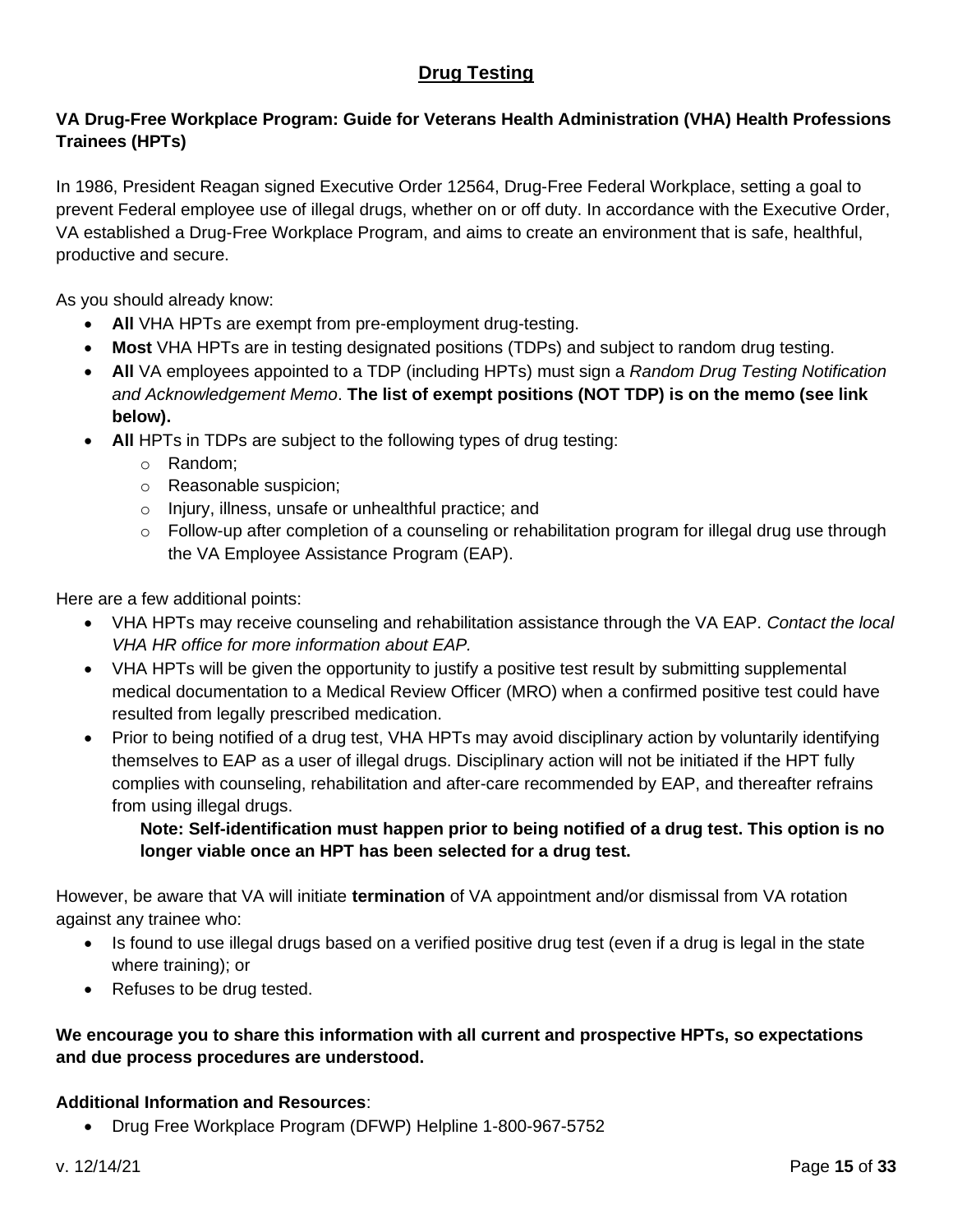# Drug Testing

**VA Drug-Free Workplace Program: Guide for Veterans Health Administration (VHA) Health Professions Trainees (HPTs)**

In 1986, President Reagan signed Executive Order 12564, Drug-Free Federal Workplace, setting a goal to prevent Federal employee use of illegal drugs, whether on or off duty. In accordance with the Executive Order, VA established a Drug-Free Workplace Program, and aims to create an environment that is safe, healthful, productive and secure.

As you should already know:

- **All** VHA HPTs are exempt from pre-employment drug-testing.
- **Most** VHA HPTs are in testing designated positions (TDPs) and subject to random drug testing.
- **All** VA employees appointed to a TDP (including HPTs) must sign a *Random Drug Testing Notification and Acknowledgement Memo*. **The list of exempt positions (NOT TDP) is on the memo (see link below).**
- **All** HPTs in TDPs are subject to the following types of drug testing:
  - Random;
  - Reasonable suspicion;
  - Injury, illness, unsafe or unhealthful practice; and
  - Follow-up after completion of a counseling or rehabilitation program for illegal drug use through the VA Employee Assistance Program (EAP).

Here are a few additional points:

- VHA HPTs may receive counseling and rehabilitation assistance through the VA EAP. *Contact the local VHA HR office for more information about EAP.*
- VHA HPTs will be given the opportunity to justify a positive test result by submitting supplemental medical documentation to a Medical Review Officer (MRO) when a confirmed positive test could have resulted from legally prescribed medication.
- Prior to being notified of a drug test, VHA HPTs may avoid disciplinary action by voluntarily identifying themselves to EAP as a user of illegal drugs. Disciplinary action will not be initiated if the HPT fully complies with counseling, rehabilitation and after-care recommended by EAP, and thereafter refrains from using illegal drugs.

  **Note: Self-identification must happen prior to being notified of a drug test. This option is no longer viable once an HPT has been selected for a drug test.**

However, be aware that VA will initiate **termination** of VA appointment and/or dismissal from VA rotation against any trainee who:

- Is found to use illegal drugs based on a verified positive drug test (even if a drug is legal in the state where training); or
- Refuses to be drug tested.

**We encourage you to share this information with all current and prospective HPTs, so expectations and due process procedures are understood.**

**Additional Information and Resources**:

- Drug Free Workplace Program (DFWP) Helpline 1-800-967-5752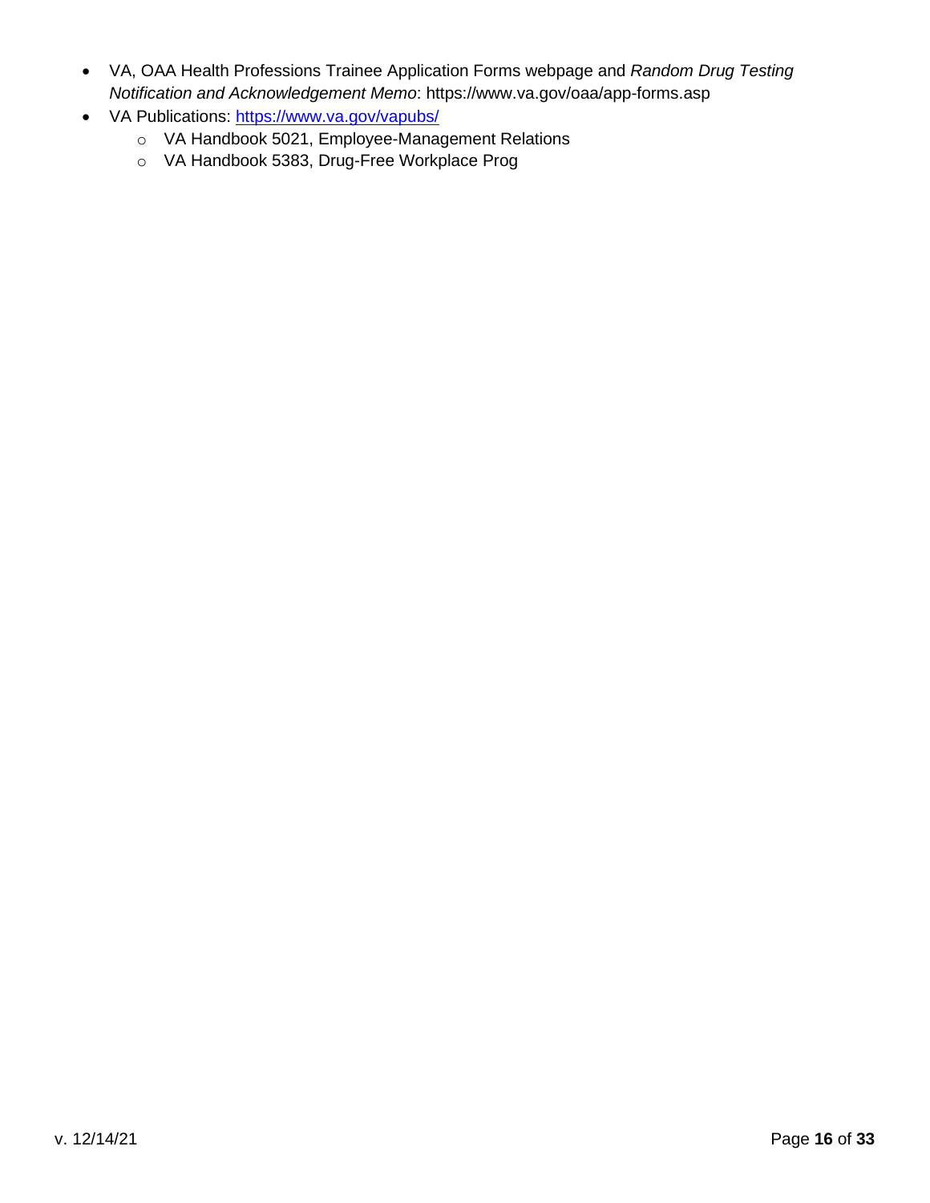- VA, OAA Health Professions Trainee Application Forms webpage and *Random Drug Testing Notification and Acknowledgement Memo*: https://www.va.gov/oaa/app-forms.asp
- VA Publications: [https://www.va.gov/vapubs/](https://www.va.gov/vapubs/)
  - VA Handbook 5021, Employee-Management Relations
  - VA Handbook 5383, Drug-Free Workplace Prog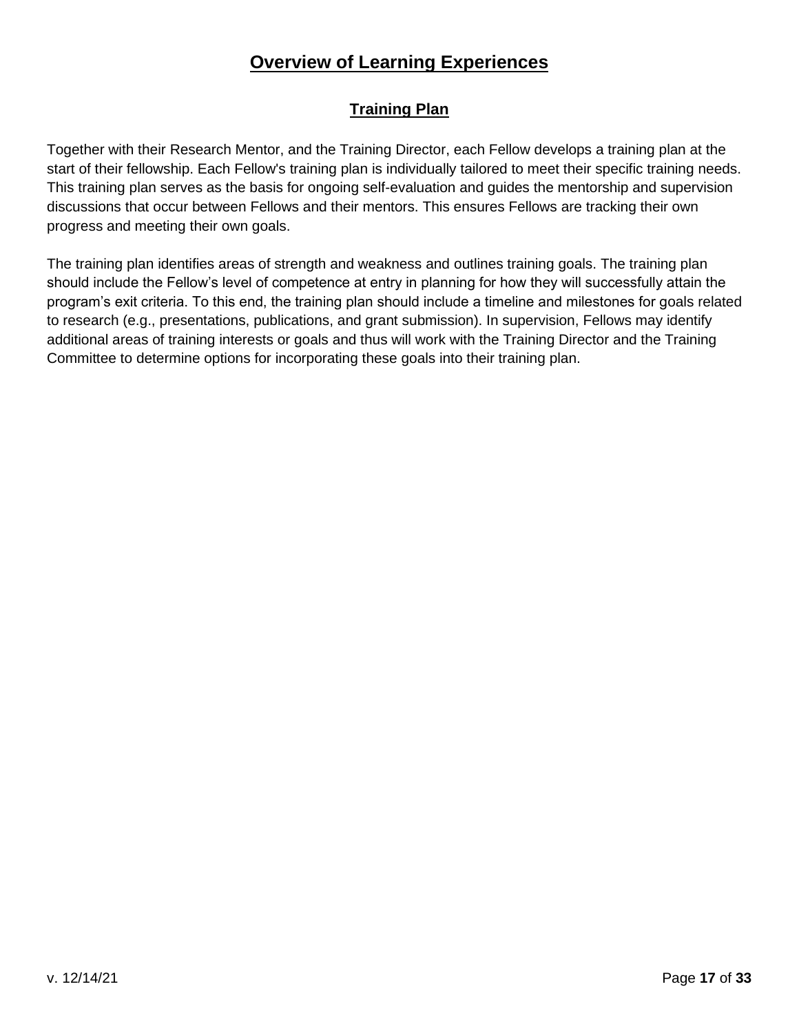# Overview of Learning Experiences

## Training Plan

Together with their Research Mentor, and the Training Director, each Fellow develops a training plan at the start of their fellowship. Each Fellow's training plan is individually tailored to meet their specific training needs. This training plan serves as the basis for ongoing self-evaluation and guides the mentorship and supervision discussions that occur between Fellows and their mentors. This ensures Fellows are tracking their own progress and meeting their own goals.

The training plan identifies areas of strength and weakness and outlines training goals. The training plan should include the Fellow's level of competence at entry in planning for how they will successfully attain the program's exit criteria. To this end, the training plan should include a timeline and milestones for goals related to research (e.g., presentations, publications, and grant submission). In supervision, Fellows may identify additional areas of training interests or goals and thus will work with the Training Director and the Training Committee to determine options for incorporating these goals into their training plan.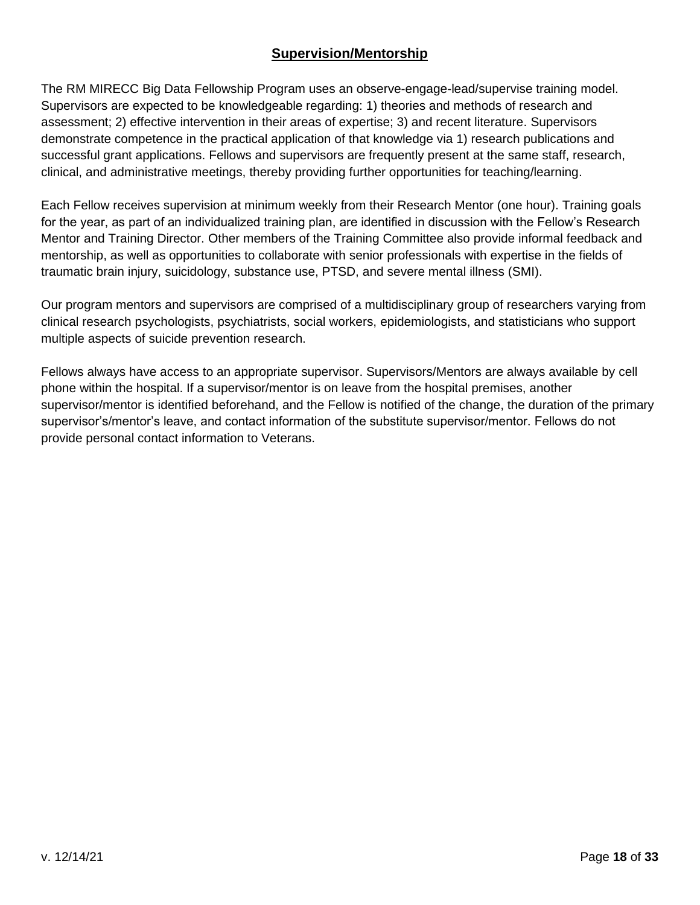## Supervision/Mentorship

The RM MIRECC Big Data Fellowship Program uses an observe-engage-lead/supervise training model. Supervisors are expected to be knowledgeable regarding: 1) theories and methods of research and assessment; 2) effective intervention in their areas of expertise; 3) and recent literature. Supervisors demonstrate competence in the practical application of that knowledge via 1) research publications and successful grant applications. Fellows and supervisors are frequently present at the same staff, research, clinical, and administrative meetings, thereby providing further opportunities for teaching/learning.

Each Fellow receives supervision at minimum weekly from their Research Mentor (one hour). Training goals for the year, as part of an individualized training plan, are identified in discussion with the Fellow's Research Mentor and Training Director. Other members of the Training Committee also provide informal feedback and mentorship, as well as opportunities to collaborate with senior professionals with expertise in the fields of traumatic brain injury, suicidology, substance use, PTSD, and severe mental illness (SMI).

Our program mentors and supervisors are comprised of a multidisciplinary group of researchers varying from clinical research psychologists, psychiatrists, social workers, epidemiologists, and statisticians who support multiple aspects of suicide prevention research.

Fellows always have access to an appropriate supervisor. Supervisors/Mentors are always available by cell phone within the hospital. If a supervisor/mentor is on leave from the hospital premises, another supervisor/mentor is identified beforehand, and the Fellow is notified of the change, the duration of the primary supervisor's/mentor's leave, and contact information of the substitute supervisor/mentor. Fellows do not provide personal contact information to Veterans.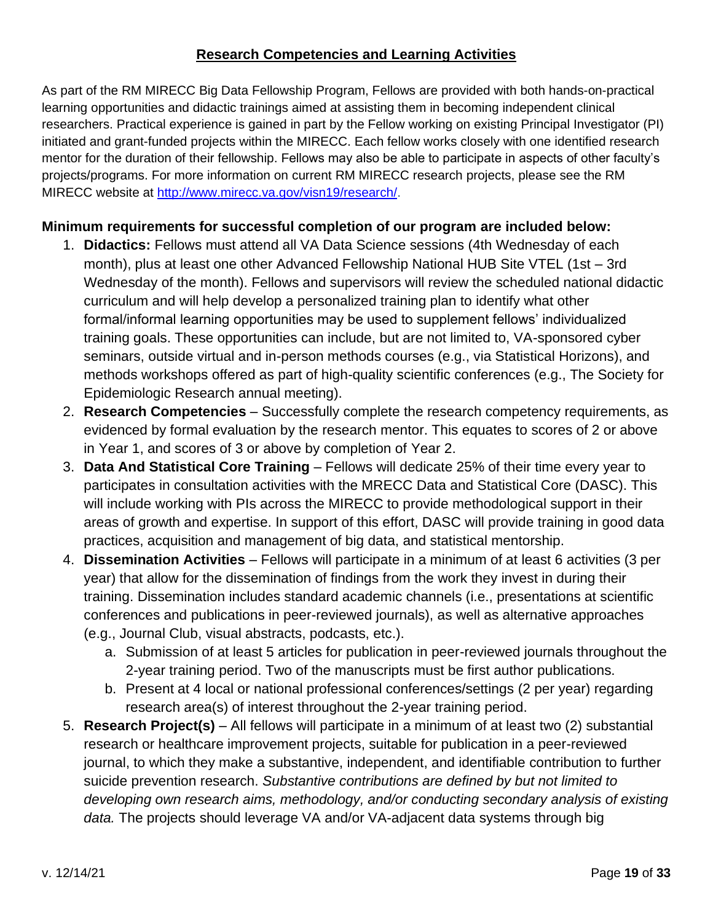## Research Competencies and Learning Activities

As part of the RM MIRECC Big Data Fellowship Program, Fellows are provided with both hands-on-practical learning opportunities and didactic trainings aimed at assisting them in becoming independent clinical researchers. Practical experience is gained in part by the Fellow working on existing Principal Investigator (PI) initiated and grant-funded projects within the MIRECC. Each fellow works closely with one identified research mentor for the duration of their fellowship. Fellows may also be able to participate in aspects of other faculty's projects/programs. For more information on current RM MIRECC research projects, please see the RM MIRECC website at [http://www.mirecc.va.gov/visn19/research/](http://www.mirecc.va.gov/visn19/research/).

**Minimum requirements for successful completion of our program are included below:**

1. **Didactics:** Fellows must attend all VA Data Science sessions (4th Wednesday of each month), plus at least one other Advanced Fellowship National HUB Site VTEL (1st – 3rd Wednesday of the month). Fellows and supervisors will review the scheduled national didactic curriculum and will help develop a personalized training plan to identify what other formal/informal learning opportunities may be used to supplement fellows' individualized training goals. These opportunities can include, but are not limited to, VA-sponsored cyber seminars, outside virtual and in-person methods courses (e.g., via Statistical Horizons), and methods workshops offered as part of high-quality scientific conferences (e.g., The Society for Epidemiologic Research annual meeting).
2. **Research Competencies** – Successfully complete the research competency requirements, as evidenced by formal evaluation by the research mentor. This equates to scores of 2 or above in Year 1, and scores of 3 or above by completion of Year 2.
3. **Data And Statistical Core Training** – Fellows will dedicate 25% of their time every year to participates in consultation activities with the MRECC Data and Statistical Core (DASC). This will include working with PIs across the MIRECC to provide methodological support in their areas of growth and expertise. In support of this effort, DASC will provide training in good data practices, acquisition and management of big data, and statistical mentorship.
4. **Dissemination Activities** – Fellows will participate in a minimum of at least 6 activities (3 per year) that allow for the dissemination of findings from the work they invest in during their training. Dissemination includes standard academic channels (i.e., presentations at scientific conferences and publications in peer-reviewed journals), as well as alternative approaches (e.g., Journal Club, visual abstracts, podcasts, etc.).
    a. Submission of at least 5 articles for publication in peer-reviewed journals throughout the 2-year training period. Two of the manuscripts must be first author publications.
    b. Present at 4 local or national professional conferences/settings (2 per year) regarding research area(s) of interest throughout the 2-year training period.
5. **Research Project(s)** – All fellows will participate in a minimum of at least two (2) substantial research or healthcare improvement projects, suitable for publication in a peer-reviewed journal, to which they make a substantive, independent, and identifiable contribution to further suicide prevention research. *Substantive contributions are defined by but not limited to developing own research aims, methodology, and/or conducting secondary analysis of existing data.* The projects should leverage VA and/or VA-adjacent data systems through big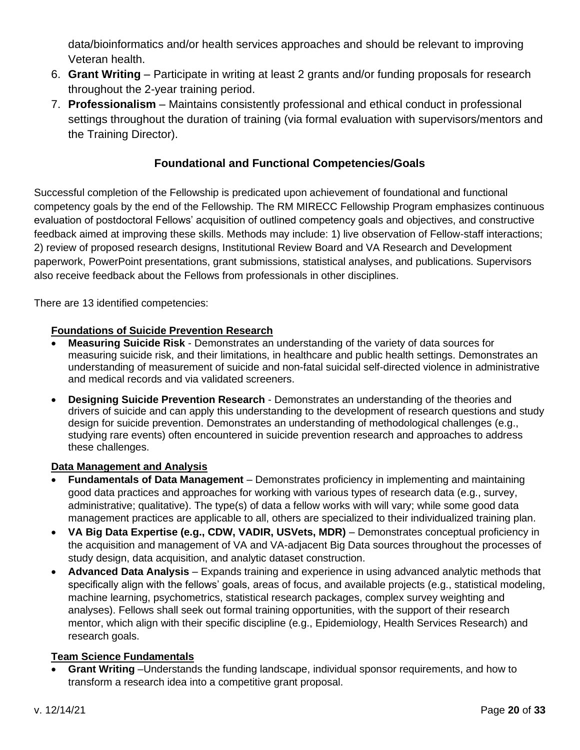data/bioinformatics and/or health services approaches and should be relevant to improving Veteran health.

6. **Grant Writing** – Participate in writing at least 2 grants and/or funding proposals for research throughout the 2-year training period.
7. **Professionalism** – Maintains consistently professional and ethical conduct in professional settings throughout the duration of training (via formal evaluation with supervisors/mentors and the Training Director).

## Foundational and Functional Competencies/Goals

Successful completion of the Fellowship is predicated upon achievement of foundational and functional competency goals by the end of the Fellowship. The RM MIRECC Fellowship Program emphasizes continuous evaluation of postdoctoral Fellows' acquisition of outlined competency goals and objectives, and constructive feedback aimed at improving these skills. Methods may include: 1) live observation of Fellow-staff interactions; 2) review of proposed research designs, Institutional Review Board and VA Research and Development paperwork, PowerPoint presentations, grant submissions, statistical analyses, and publications. Supervisors also receive feedback about the Fellows from professionals in other disciplines.

There are 13 identified competencies:

**Foundations of Suicide Prevention Research**

- **Measuring Suicide Risk** - Demonstrates an understanding of the variety of data sources for measuring suicide risk, and their limitations, in healthcare and public health settings. Demonstrates an understanding of measurement of suicide and non-fatal suicidal self-directed violence in administrative and medical records and via validated screeners.
- **Designing Suicide Prevention Research** - Demonstrates an understanding of the theories and drivers of suicide and can apply this understanding to the development of research questions and study design for suicide prevention. Demonstrates an understanding of methodological challenges (e.g., studying rare events) often encountered in suicide prevention research and approaches to address these challenges.

**Data Management and Analysis**

- **Fundamentals of Data Management** – Demonstrates proficiency in implementing and maintaining good data practices and approaches for working with various types of research data (e.g., survey, administrative; qualitative). The type(s) of data a fellow works with will vary; while some good data management practices are applicable to all, others are specialized to their individualized training plan.
- **VA Big Data Expertise (e.g., CDW, VADIR, USVets, MDR)** – Demonstrates conceptual proficiency in the acquisition and management of VA and VA-adjacent Big Data sources throughout the processes of study design, data acquisition, and analytic dataset construction.
- **Advanced Data Analysis** – Expands training and experience in using advanced analytic methods that specifically align with the fellows' goals, areas of focus, and available projects (e.g., statistical modeling, machine learning, psychometrics, statistical research packages, complex survey weighting and analyses). Fellows shall seek out formal training opportunities, with the support of their research mentor, which align with their specific discipline (e.g., Epidemiology, Health Services Research) and research goals.

**Team Science Fundamentals**

- **Grant Writing** –Understands the funding landscape, individual sponsor requirements, and how to transform a research idea into a competitive grant proposal.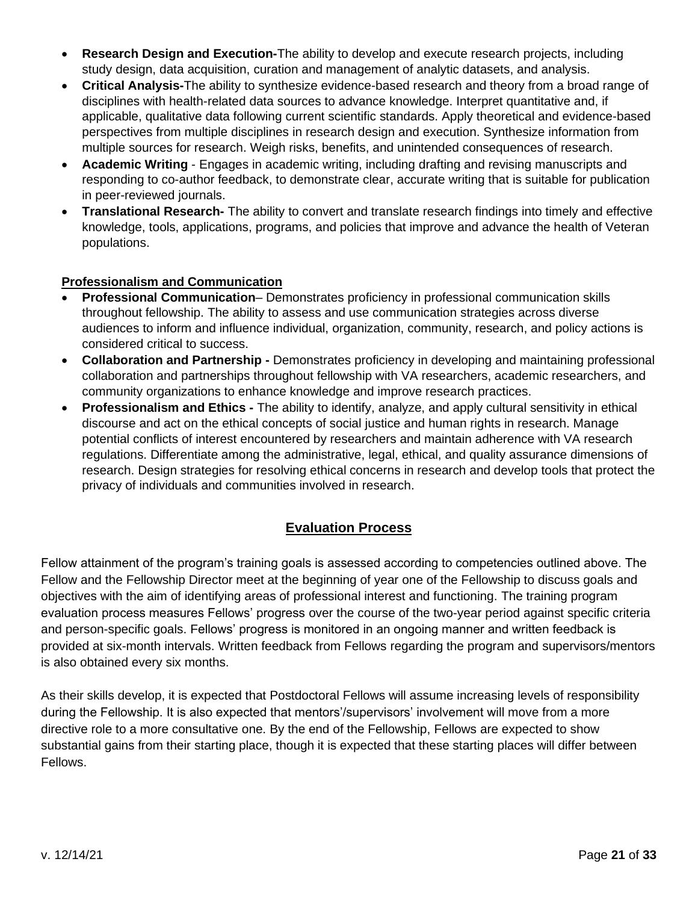- **Research Design and Execution-**The ability to develop and execute research projects, including study design, data acquisition, curation and management of analytic datasets, and analysis.
- **Critical Analysis-**The ability to synthesize evidence-based research and theory from a broad range of disciplines with health-related data sources to advance knowledge. Interpret quantitative and, if applicable, qualitative data following current scientific standards. Apply theoretical and evidence-based perspectives from multiple disciplines in research design and execution. Synthesize information from multiple sources for research. Weigh risks, benefits, and unintended consequences of research.
- **Academic Writing** - Engages in academic writing, including drafting and revising manuscripts and responding to co-author feedback, to demonstrate clear, accurate writing that is suitable for publication in peer-reviewed journals.
- **Translational Research-** The ability to convert and translate research findings into timely and effective knowledge, tools, applications, programs, and policies that improve and advance the health of Veteran populations.

**Professionalism and Communication**

- **Professional Communication**– Demonstrates proficiency in professional communication skills throughout fellowship. The ability to assess and use communication strategies across diverse audiences to inform and influence individual, organization, community, research, and policy actions is considered critical to success.
- **Collaboration and Partnership -** Demonstrates proficiency in developing and maintaining professional collaboration and partnerships throughout fellowship with VA researchers, academic researchers, and community organizations to enhance knowledge and improve research practices.
- **Professionalism and Ethics -** The ability to identify, analyze, and apply cultural sensitivity in ethical discourse and act on the ethical concepts of social justice and human rights in research. Manage potential conflicts of interest encountered by researchers and maintain adherence with VA research regulations. Differentiate among the administrative, legal, ethical, and quality assurance dimensions of research. Design strategies for resolving ethical concerns in research and develop tools that protect the privacy of individuals and communities involved in research.

## Evaluation Process

Fellow attainment of the program's training goals is assessed according to competencies outlined above. The Fellow and the Fellowship Director meet at the beginning of year one of the Fellowship to discuss goals and objectives with the aim of identifying areas of professional interest and functioning. The training program evaluation process measures Fellows' progress over the course of the two-year period against specific criteria and person-specific goals. Fellows' progress is monitored in an ongoing manner and written feedback is provided at six-month intervals. Written feedback from Fellows regarding the program and supervisors/mentors is also obtained every six months.

As their skills develop, it is expected that Postdoctoral Fellows will assume increasing levels of responsibility during the Fellowship. It is also expected that mentors'/supervisors' involvement will move from a more directive role to a more consultative one. By the end of the Fellowship, Fellows are expected to show substantial gains from their starting place, though it is expected that these starting places will differ between Fellows.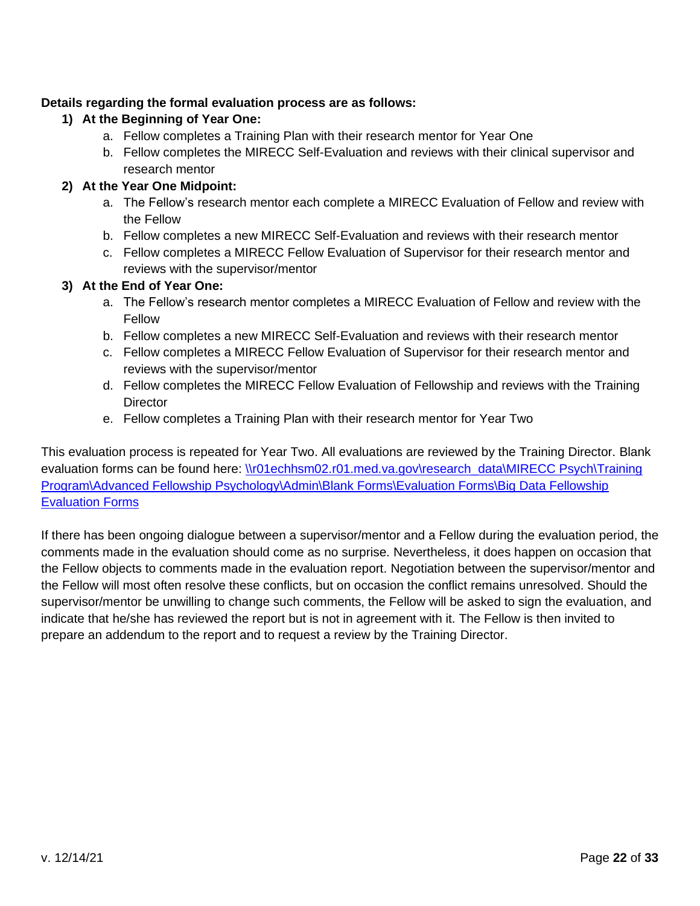**Details regarding the formal evaluation process are as follows:**

1) **At the Beginning of Year One:**
    a. Fellow completes a Training Plan with their research mentor for Year One
    b. Fellow completes the MIRECC Self-Evaluation and reviews with their clinical supervisor and research mentor
2) **At the Year One Midpoint:**
    a. The Fellow's research mentor each complete a MIRECC Evaluation of Fellow and review with the Fellow
    b. Fellow completes a new MIRECC Self-Evaluation and reviews with their research mentor
    c. Fellow completes a MIRECC Fellow Evaluation of Supervisor for their research mentor and reviews with the supervisor/mentor
3) **At the End of Year One:**
    a. The Fellow's research mentor completes a MIRECC Evaluation of Fellow and review with the Fellow
    b. Fellow completes a new MIRECC Self-Evaluation and reviews with their research mentor
    c. Fellow completes a MIRECC Fellow Evaluation of Supervisor for their research mentor and reviews with the supervisor/mentor
    d. Fellow completes the MIRECC Fellow Evaluation of Fellowship and reviews with the Training Director
    e. Fellow completes a Training Plan with their research mentor for Year Two

This evaluation process is repeated for Year Two. All evaluations are reviewed by the Training Director. Blank evaluation forms can be found here: \\r01echhsm02.r01.med.va.gov\research_data\MIRECC Psych\Training Program\Advanced Fellowship Psychology\Admin\Blank Forms\Evaluation Forms\Big Data Fellowship Evaluation Forms

If there has been ongoing dialogue between a supervisor/mentor and a Fellow during the evaluation period, the comments made in the evaluation should come as no surprise. Nevertheless, it does happen on occasion that the Fellow objects to comments made in the evaluation report. Negotiation between the supervisor/mentor and the Fellow will most often resolve these conflicts, but on occasion the conflict remains unresolved. Should the supervisor/mentor be unwilling to change such comments, the Fellow will be asked to sign the evaluation, and indicate that he/she has reviewed the report but is not in agreement with it. The Fellow is then invited to prepare an addendum to the report and to request a review by the Training Director.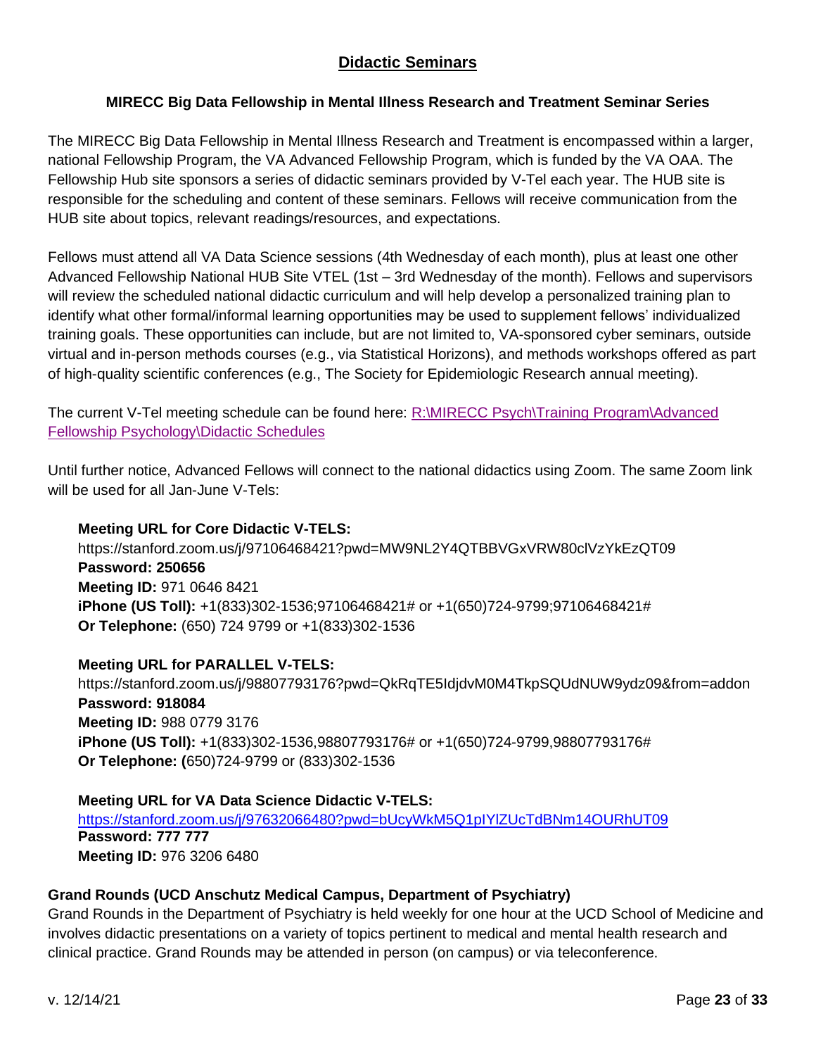## Didactic Seminars

### MIRECC Big Data Fellowship in Mental Illness Research and Treatment Seminar Series

The MIRECC Big Data Fellowship in Mental Illness Research and Treatment is encompassed within a larger, national Fellowship Program, the VA Advanced Fellowship Program, which is funded by the VA OAA. The Fellowship Hub site sponsors a series of didactic seminars provided by V-Tel each year. The HUB site is responsible for the scheduling and content of these seminars. Fellows will receive communication from the HUB site about topics, relevant readings/resources, and expectations.

Fellows must attend all VA Data Science sessions (4th Wednesday of each month), plus at least one other Advanced Fellowship National HUB Site VTEL (1st – 3rd Wednesday of the month). Fellows and supervisors will review the scheduled national didactic curriculum and will help develop a personalized training plan to identify what other formal/informal learning opportunities may be used to supplement fellows' individualized training goals. These opportunities can include, but are not limited to, VA-sponsored cyber seminars, outside virtual and in-person methods courses (e.g., via Statistical Horizons), and methods workshops offered as part of high-quality scientific conferences (e.g., The Society for Epidemiologic Research annual meeting).

The current V-Tel meeting schedule can be found here: R:\MIRECC Psych\Training Program\Advanced Fellowship Psychology\Didactic Schedules

Until further notice, Advanced Fellows will connect to the national didactics using Zoom. The same Zoom link will be used for all Jan-June V-Tels:

**Meeting URL for Core Didactic V-TELS:**
https://stanford.zoom.us/j/97106468421?pwd=MW9NL2Y4QTBBVGxVRW80clVzYkEzQT09
**Password: 250656**
**Meeting ID:** 971 0646 8421
**iPhone (US Toll):** +1(833)302-1536;97106468421# or +1(650)724-9799;97106468421#
**Or Telephone:** (650) 724 9799 or +1(833)302-1536

**Meeting URL for PARALLEL V-TELS:**
https://stanford.zoom.us/j/98807793176?pwd=QkRqTE5IdjdvM0M4TkpSQUdNUW9ydz09&from=addon
**Password: 918084**
**Meeting ID:** 988 0779 3176
**iPhone (US Toll):** +1(833)302-1536,98807793176# or +1(650)724-9799,98807793176#
**Or Telephone: (**650)724-9799 or (833)302-1536

**Meeting URL for VA Data Science Didactic V-TELS:**
https://stanford.zoom.us/j/97632066480?pwd=bUcyWkM5Q1pIYlZUcTdBNm14OURhUT09
**Password: 777 777**
**Meeting ID:** 976 3206 6480

**Grand Rounds (UCD Anschutz Medical Campus, Department of Psychiatry)**
Grand Rounds in the Department of Psychiatry is held weekly for one hour at the UCD School of Medicine and involves didactic presentations on a variety of topics pertinent to medical and mental health research and clinical practice. Grand Rounds may be attended in person (on campus) or via teleconference.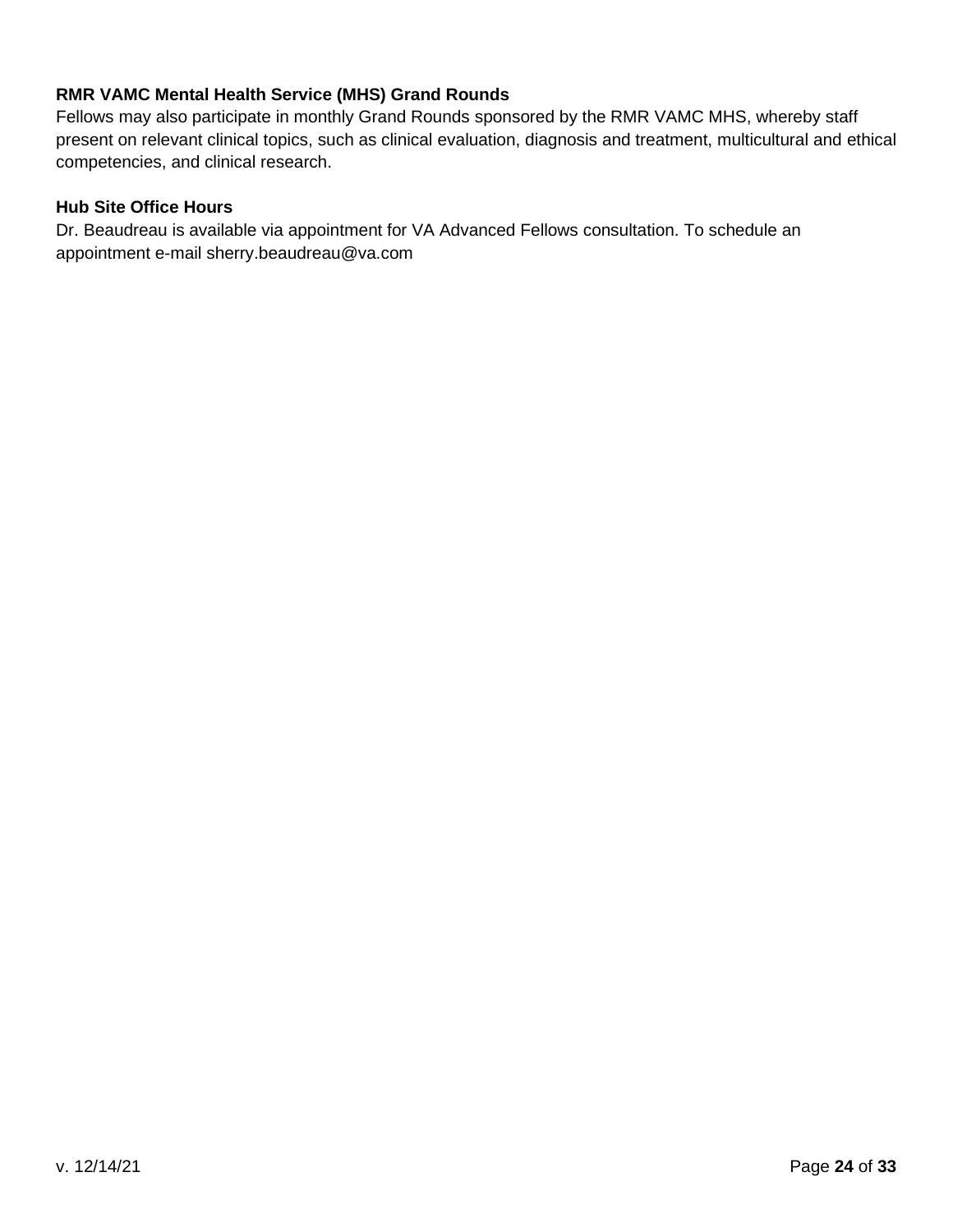**RMR VAMC Mental Health Service (MHS) Grand Rounds**

Fellows may also participate in monthly Grand Rounds sponsored by the RMR VAMC MHS, whereby staff present on relevant clinical topics, such as clinical evaluation, diagnosis and treatment, multicultural and ethical competencies, and clinical research.

**Hub Site Office Hours**

Dr. Beaudreau is available via appointment for VA Advanced Fellows consultation. To schedule an appointment e-mail sherry.beaudreau@va.com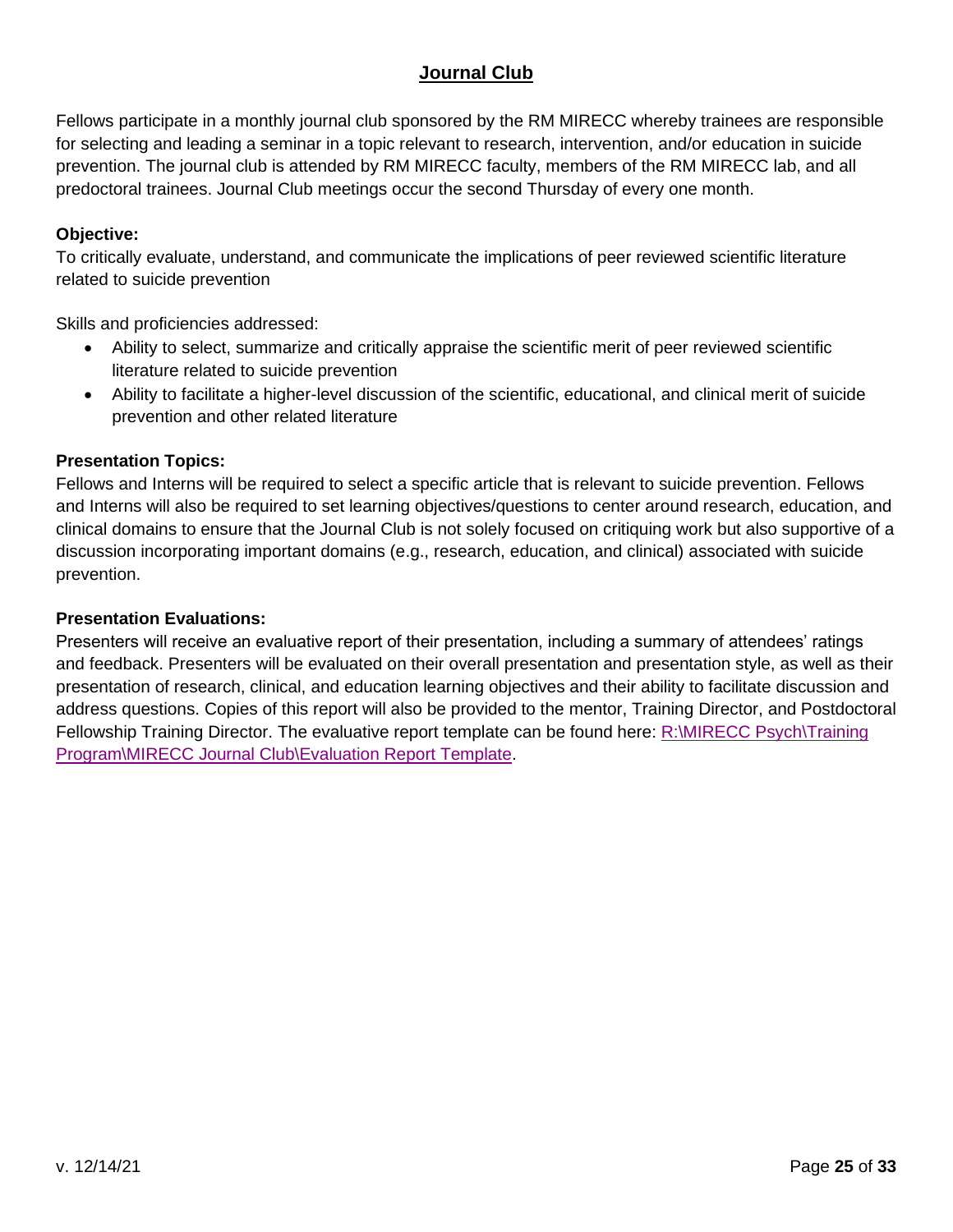## Journal Club

Fellows participate in a monthly journal club sponsored by the RM MIRECC whereby trainees are responsible for selecting and leading a seminar in a topic relevant to research, intervention, and/or education in suicide prevention. The journal club is attended by RM MIRECC faculty, members of the RM MIRECC lab, and all predoctoral trainees. Journal Club meetings occur the second Thursday of every one month.

**Objective:**
To critically evaluate, understand, and communicate the implications of peer reviewed scientific literature related to suicide prevention

Skills and proficiencies addressed:

- Ability to select, summarize and critically appraise the scientific merit of peer reviewed scientific literature related to suicide prevention
- Ability to facilitate a higher-level discussion of the scientific, educational, and clinical merit of suicide prevention and other related literature

**Presentation Topics:**
Fellows and Interns will be required to select a specific article that is relevant to suicide prevention. Fellows and Interns will also be required to set learning objectives/questions to center around research, education, and clinical domains to ensure that the Journal Club is not solely focused on critiquing work but also supportive of a discussion incorporating important domains (e.g., research, education, and clinical) associated with suicide prevention.

**Presentation Evaluations:**
Presenters will receive an evaluative report of their presentation, including a summary of attendees' ratings and feedback. Presenters will be evaluated on their overall presentation and presentation style, as well as their presentation of research, clinical, and education learning objectives and their ability to facilitate discussion and address questions. Copies of this report will also be provided to the mentor, Training Director, and Postdoctoral Fellowship Training Director. The evaluative report template can be found here: R:\MIRECC Psych\Training Program\MIRECC Journal Club\Evaluation Report Template.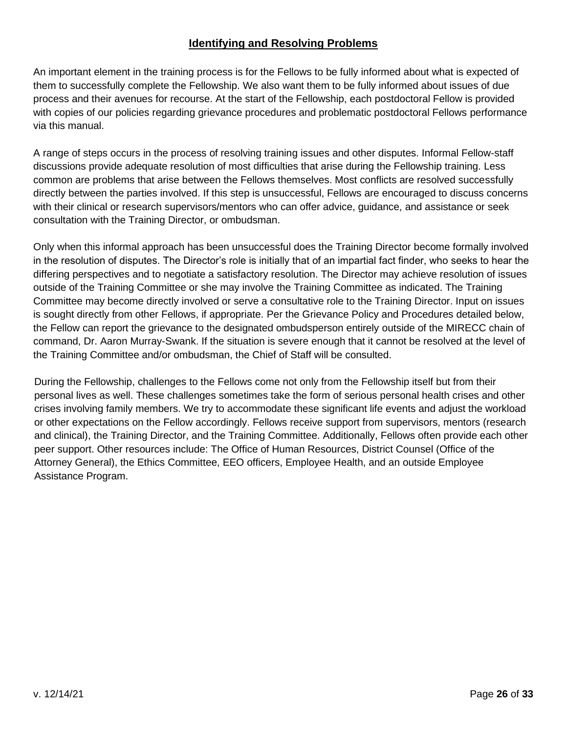## Identifying and Resolving Problems

An important element in the training process is for the Fellows to be fully informed about what is expected of them to successfully complete the Fellowship. We also want them to be fully informed about issues of due process and their avenues for recourse. At the start of the Fellowship, each postdoctoral Fellow is provided with copies of our policies regarding grievance procedures and problematic postdoctoral Fellows performance via this manual.

A range of steps occurs in the process of resolving training issues and other disputes. Informal Fellow-staff discussions provide adequate resolution of most difficulties that arise during the Fellowship training. Less common are problems that arise between the Fellows themselves. Most conflicts are resolved successfully directly between the parties involved. If this step is unsuccessful, Fellows are encouraged to discuss concerns with their clinical or research supervisors/mentors who can offer advice, guidance, and assistance or seek consultation with the Training Director, or ombudsman.

Only when this informal approach has been unsuccessful does the Training Director become formally involved in the resolution of disputes. The Director's role is initially that of an impartial fact finder, who seeks to hear the differing perspectives and to negotiate a satisfactory resolution. The Director may achieve resolution of issues outside of the Training Committee or she may involve the Training Committee as indicated. The Training Committee may become directly involved or serve a consultative role to the Training Director. Input on issues is sought directly from other Fellows, if appropriate. Per the Grievance Policy and Procedures detailed below, the Fellow can report the grievance to the designated ombudsperson entirely outside of the MIRECC chain of command, Dr. Aaron Murray-Swank. If the situation is severe enough that it cannot be resolved at the level of the Training Committee and/or ombudsman, the Chief of Staff will be consulted.

During the Fellowship, challenges to the Fellows come not only from the Fellowship itself but from their personal lives as well. These challenges sometimes take the form of serious personal health crises and other crises involving family members. We try to accommodate these significant life events and adjust the workload or other expectations on the Fellow accordingly. Fellows receive support from supervisors, mentors (research and clinical), the Training Director, and the Training Committee. Additionally, Fellows often provide each other peer support. Other resources include: The Office of Human Resources, District Counsel (Office of the Attorney General), the Ethics Committee, EEO officers, Employee Health, and an outside Employee Assistance Program.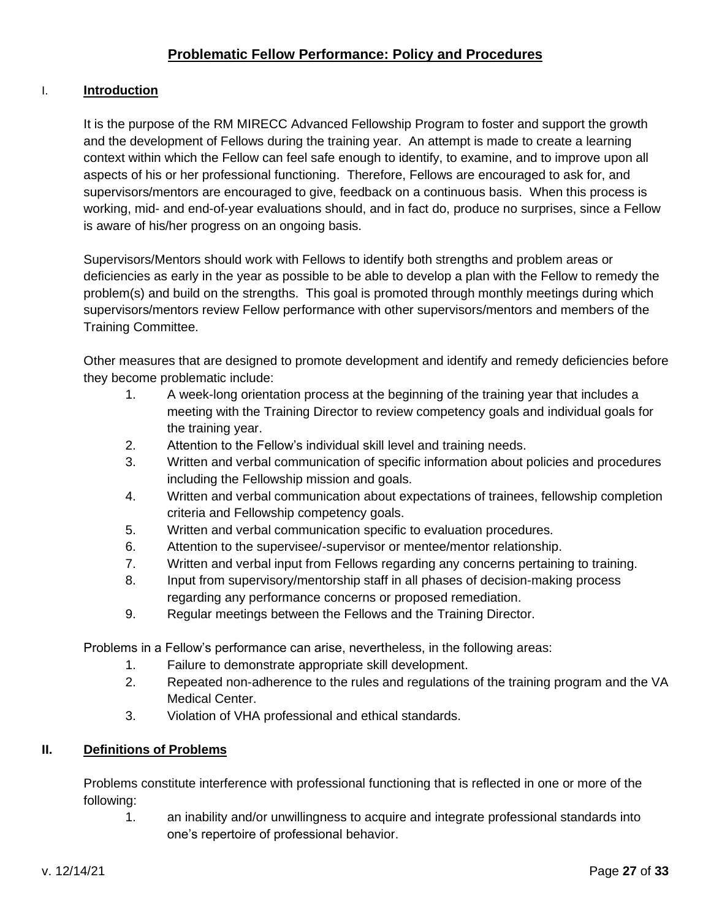## Problematic Fellow Performance: Policy and Procedures

### I. Introduction

It is the purpose of the RM MIRECC Advanced Fellowship Program to foster and support the growth and the development of Fellows during the training year. An attempt is made to create a learning context within which the Fellow can feel safe enough to identify, to examine, and to improve upon all aspects of his or her professional functioning. Therefore, Fellows are encouraged to ask for, and supervisors/mentors are encouraged to give, feedback on a continuous basis. When this process is working, mid- and end-of-year evaluations should, and in fact do, produce no surprises, since a Fellow is aware of his/her progress on an ongoing basis.

Supervisors/Mentors should work with Fellows to identify both strengths and problem areas or deficiencies as early in the year as possible to be able to develop a plan with the Fellow to remedy the problem(s) and build on the strengths. This goal is promoted through monthly meetings during which supervisors/mentors review Fellow performance with other supervisors/mentors and members of the Training Committee.

Other measures that are designed to promote development and identify and remedy deficiencies before they become problematic include:

1. A week-long orientation process at the beginning of the training year that includes a meeting with the Training Director to review competency goals and individual goals for the training year.
2. Attention to the Fellow's individual skill level and training needs.
3. Written and verbal communication of specific information about policies and procedures including the Fellowship mission and goals.
4. Written and verbal communication about expectations of trainees, fellowship completion criteria and Fellowship competency goals.
5. Written and verbal communication specific to evaluation procedures.
6. Attention to the supervisee/-supervisor or mentee/mentor relationship.
7. Written and verbal input from Fellows regarding any concerns pertaining to training.
8. Input from supervisory/mentorship staff in all phases of decision-making process regarding any performance concerns or proposed remediation.
9. Regular meetings between the Fellows and the Training Director.

Problems in a Fellow's performance can arise, nevertheless, in the following areas:

1. Failure to demonstrate appropriate skill development.
2. Repeated non-adherence to the rules and regulations of the training program and the VA Medical Center.
3. Violation of VHA professional and ethical standards.

### II. Definitions of Problems

Problems constitute interference with professional functioning that is reflected in one or more of the following:

1. an inability and/or unwillingness to acquire and integrate professional standards into one's repertoire of professional behavior.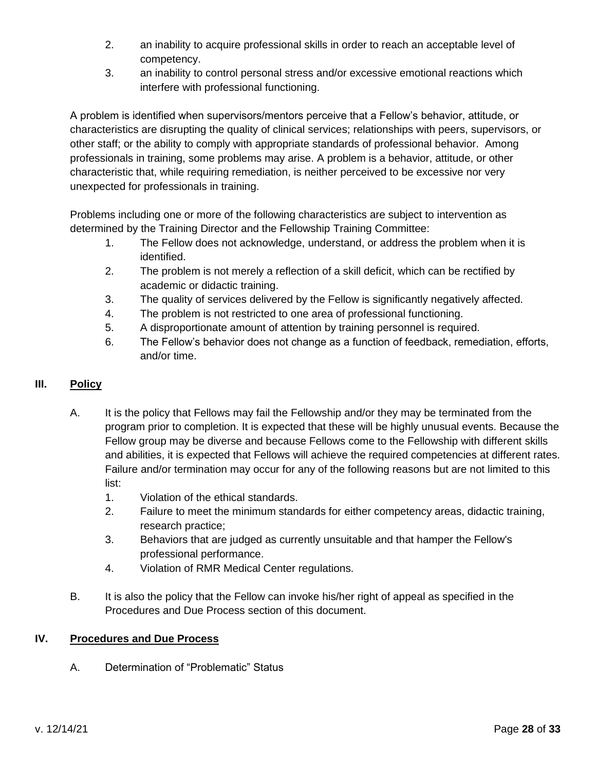2. an inability to acquire professional skills in order to reach an acceptable level of competency.
3. an inability to control personal stress and/or excessive emotional reactions which interfere with professional functioning.

A problem is identified when supervisors/mentors perceive that a Fellow's behavior, attitude, or characteristics are disrupting the quality of clinical services; relationships with peers, supervisors, or other staff; or the ability to comply with appropriate standards of professional behavior. Among professionals in training, some problems may arise. A problem is a behavior, attitude, or other characteristic that, while requiring remediation, is neither perceived to be excessive nor very unexpected for professionals in training.

Problems including one or more of the following characteristics are subject to intervention as determined by the Training Director and the Fellowship Training Committee:

1. The Fellow does not acknowledge, understand, or address the problem when it is identified.
2. The problem is not merely a reflection of a skill deficit, which can be rectified by academic or didactic training.
3. The quality of services delivered by the Fellow is significantly negatively affected.
4. The problem is not restricted to one area of professional functioning.
5. A disproportionate amount of attention by training personnel is required.
6. The Fellow's behavior does not change as a function of feedback, remediation, efforts, and/or time.

## III. Policy

A. It is the policy that Fellows may fail the Fellowship and/or they may be terminated from the program prior to completion. It is expected that these will be highly unusual events. Because the Fellow group may be diverse and because Fellows come to the Fellowship with different skills and abilities, it is expected that Fellows will achieve the required competencies at different rates. Failure and/or termination may occur for any of the following reasons but are not limited to this list:
   1. Violation of the ethical standards.
   2. Failure to meet the minimum standards for either competency areas, didactic training, research practice;
   3. Behaviors that are judged as currently unsuitable and that hamper the Fellow's professional performance.
   4. Violation of RMR Medical Center regulations.

B. It is also the policy that the Fellow can invoke his/her right of appeal as specified in the Procedures and Due Process section of this document.

## IV. Procedures and Due Process

A. Determination of "Problematic" Status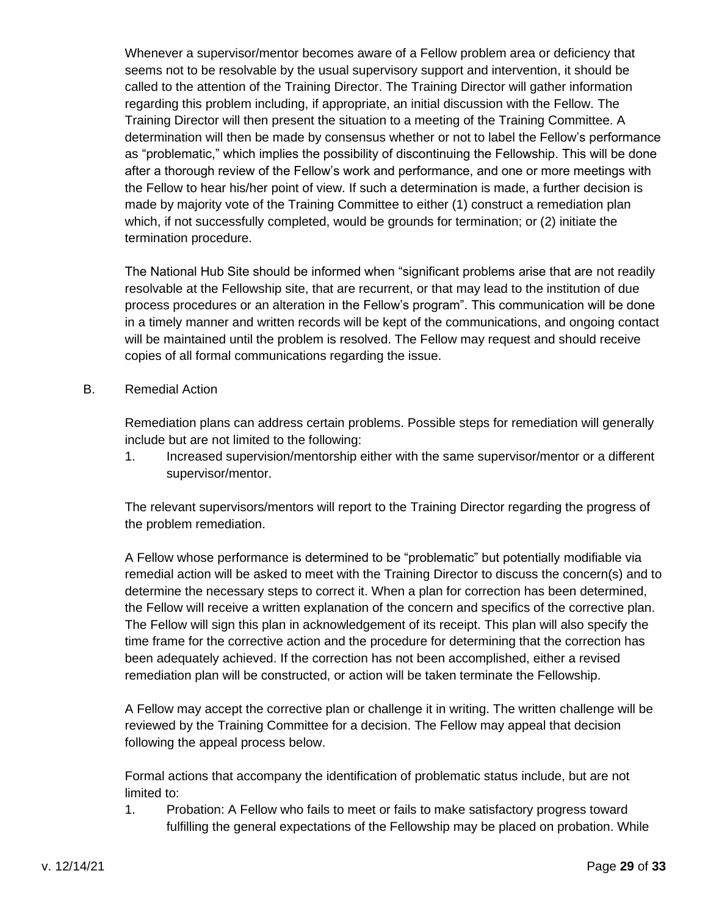Whenever a supervisor/mentor becomes aware of a Fellow problem area or deficiency that seems not to be resolvable by the usual supervisory support and intervention, it should be called to the attention of the Training Director. The Training Director will gather information regarding this problem including, if appropriate, an initial discussion with the Fellow. The Training Director will then present the situation to a meeting of the Training Committee. A determination will then be made by consensus whether or not to label the Fellow's performance as "problematic," which implies the possibility of discontinuing the Fellowship. This will be done after a thorough review of the Fellow's work and performance, and one or more meetings with the Fellow to hear his/her point of view. If such a determination is made, a further decision is made by majority vote of the Training Committee to either (1) construct a remediation plan which, if not successfully completed, would be grounds for termination; or (2) initiate the termination procedure.

The National Hub Site should be informed when "significant problems arise that are not readily resolvable at the Fellowship site, that are recurrent, or that may lead to the institution of due process procedures or an alteration in the Fellow's program". This communication will be done in a timely manner and written records will be kept of the communications, and ongoing contact will be maintained until the problem is resolved. The Fellow may request and should receive copies of all formal communications regarding the issue.

B. Remedial Action

Remediation plans can address certain problems. Possible steps for remediation will generally include but are not limited to the following:

1. Increased supervision/mentorship either with the same supervisor/mentor or a different supervisor/mentor.

The relevant supervisors/mentors will report to the Training Director regarding the progress of the problem remediation.

A Fellow whose performance is determined to be "problematic" but potentially modifiable via remedial action will be asked to meet with the Training Director to discuss the concern(s) and to determine the necessary steps to correct it. When a plan for correction has been determined, the Fellow will receive a written explanation of the concern and specifics of the corrective plan. The Fellow will sign this plan in acknowledgement of its receipt. This plan will also specify the time frame for the corrective action and the procedure for determining that the correction has been adequately achieved. If the correction has not been accomplished, either a revised remediation plan will be constructed, or action will be taken terminate the Fellowship.

A Fellow may accept the corrective plan or challenge it in writing. The written challenge will be reviewed by the Training Committee for a decision. The Fellow may appeal that decision following the appeal process below.

Formal actions that accompany the identification of problematic status include, but are not limited to:

1. Probation: A Fellow who fails to meet or fails to make satisfactory progress toward fulfilling the general expectations of the Fellowship may be placed on probation. While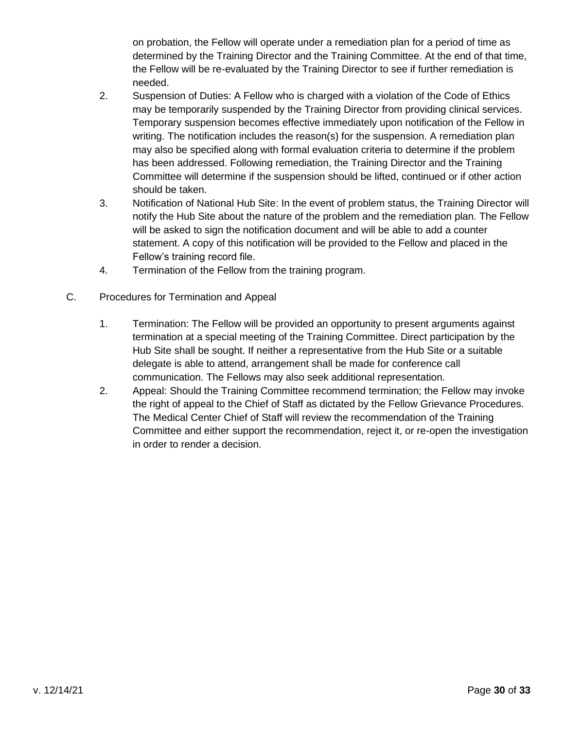on probation, the Fellow will operate under a remediation plan for a period of time as determined by the Training Director and the Training Committee. At the end of that time, the Fellow will be re-evaluated by the Training Director to see if further remediation is needed.

2. Suspension of Duties: A Fellow who is charged with a violation of the Code of Ethics may be temporarily suspended by the Training Director from providing clinical services. Temporary suspension becomes effective immediately upon notification of the Fellow in writing. The notification includes the reason(s) for the suspension. A remediation plan may also be specified along with formal evaluation criteria to determine if the problem has been addressed. Following remediation, the Training Director and the Training Committee will determine if the suspension should be lifted, continued or if other action should be taken.
3. Notification of National Hub Site: In the event of problem status, the Training Director will notify the Hub Site about the nature of the problem and the remediation plan. The Fellow will be asked to sign the notification document and will be able to add a counter statement. A copy of this notification will be provided to the Fellow and placed in the Fellow's training record file.
4. Termination of the Fellow from the training program.

C. Procedures for Termination and Appeal

1. Termination: The Fellow will be provided an opportunity to present arguments against termination at a special meeting of the Training Committee. Direct participation by the Hub Site shall be sought. If neither a representative from the Hub Site or a suitable delegate is able to attend, arrangement shall be made for conference call communication. The Fellows may also seek additional representation.
2. Appeal: Should the Training Committee recommend termination; the Fellow may invoke the right of appeal to the Chief of Staff as dictated by the Fellow Grievance Procedures. The Medical Center Chief of Staff will review the recommendation of the Training Committee and either support the recommendation, reject it, or re-open the investigation in order to render a decision.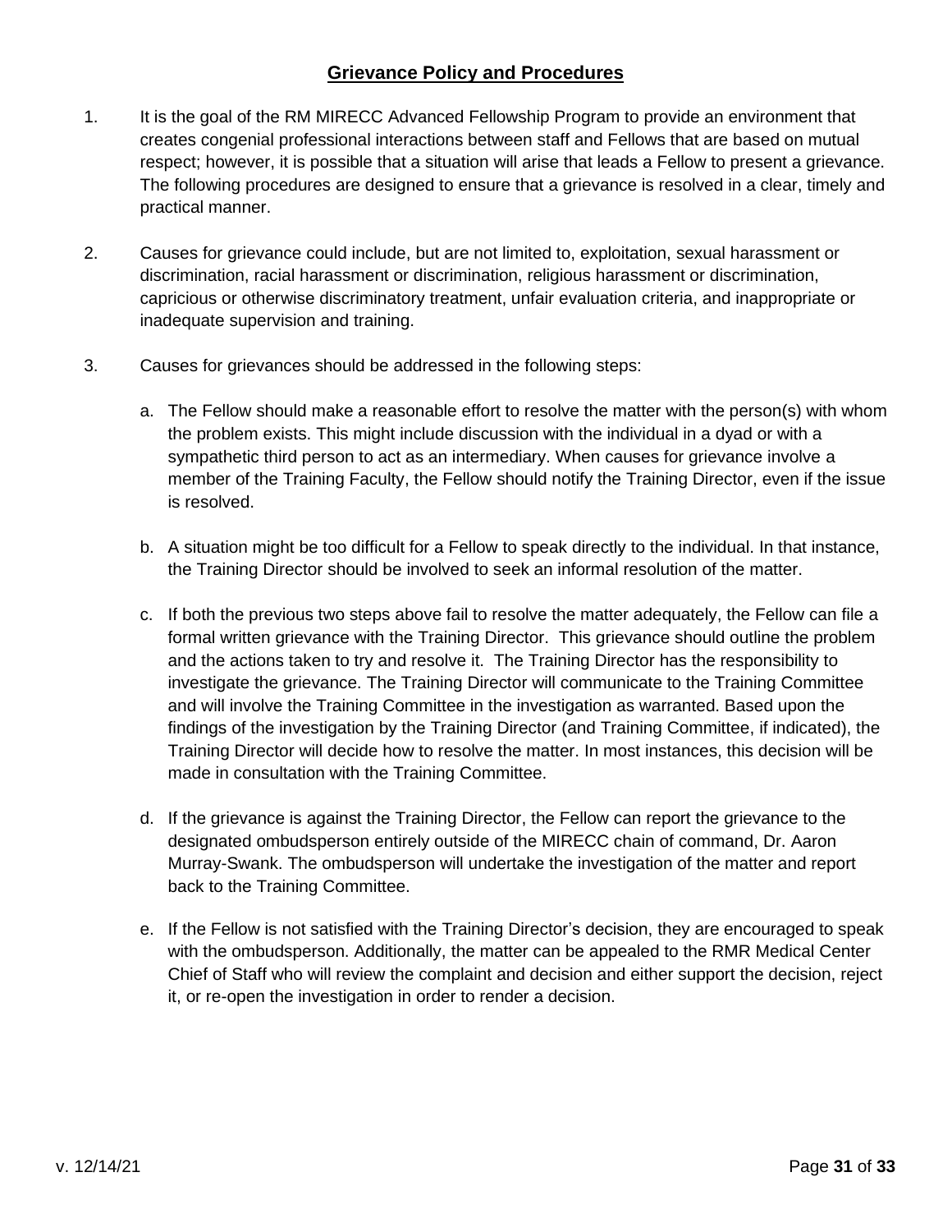## Grievance Policy and Procedures

1. It is the goal of the RM MIRECC Advanced Fellowship Program to provide an environment that creates congenial professional interactions between staff and Fellows that are based on mutual respect; however, it is possible that a situation will arise that leads a Fellow to present a grievance. The following procedures are designed to ensure that a grievance is resolved in a clear, timely and practical manner.

2. Causes for grievance could include, but are not limited to, exploitation, sexual harassment or discrimination, racial harassment or discrimination, religious harassment or discrimination, capricious or otherwise discriminatory treatment, unfair evaluation criteria, and inappropriate or inadequate supervision and training.

3. Causes for grievances should be addressed in the following steps:

   a. The Fellow should make a reasonable effort to resolve the matter with the person(s) with whom the problem exists. This might include discussion with the individual in a dyad or with a sympathetic third person to act as an intermediary. When causes for grievance involve a member of the Training Faculty, the Fellow should notify the Training Director, even if the issue is resolved.

   b. A situation might be too difficult for a Fellow to speak directly to the individual. In that instance, the Training Director should be involved to seek an informal resolution of the matter.

   c. If both the previous two steps above fail to resolve the matter adequately, the Fellow can file a formal written grievance with the Training Director. This grievance should outline the problem and the actions taken to try and resolve it. The Training Director has the responsibility to investigate the grievance. The Training Director will communicate to the Training Committee and will involve the Training Committee in the investigation as warranted. Based upon the findings of the investigation by the Training Director (and Training Committee, if indicated), the Training Director will decide how to resolve the matter. In most instances, this decision will be made in consultation with the Training Committee.

   d. If the grievance is against the Training Director, the Fellow can report the grievance to the designated ombudsperson entirely outside of the MIRECC chain of command, Dr. Aaron Murray-Swank. The ombudsperson will undertake the investigation of the matter and report back to the Training Committee.

   e. If the Fellow is not satisfied with the Training Director's decision, they are encouraged to speak with the ombudsperson. Additionally, the matter can be appealed to the RMR Medical Center Chief of Staff who will review the complaint and decision and either support the decision, reject it, or re-open the investigation in order to render a decision.

v. 12/14/21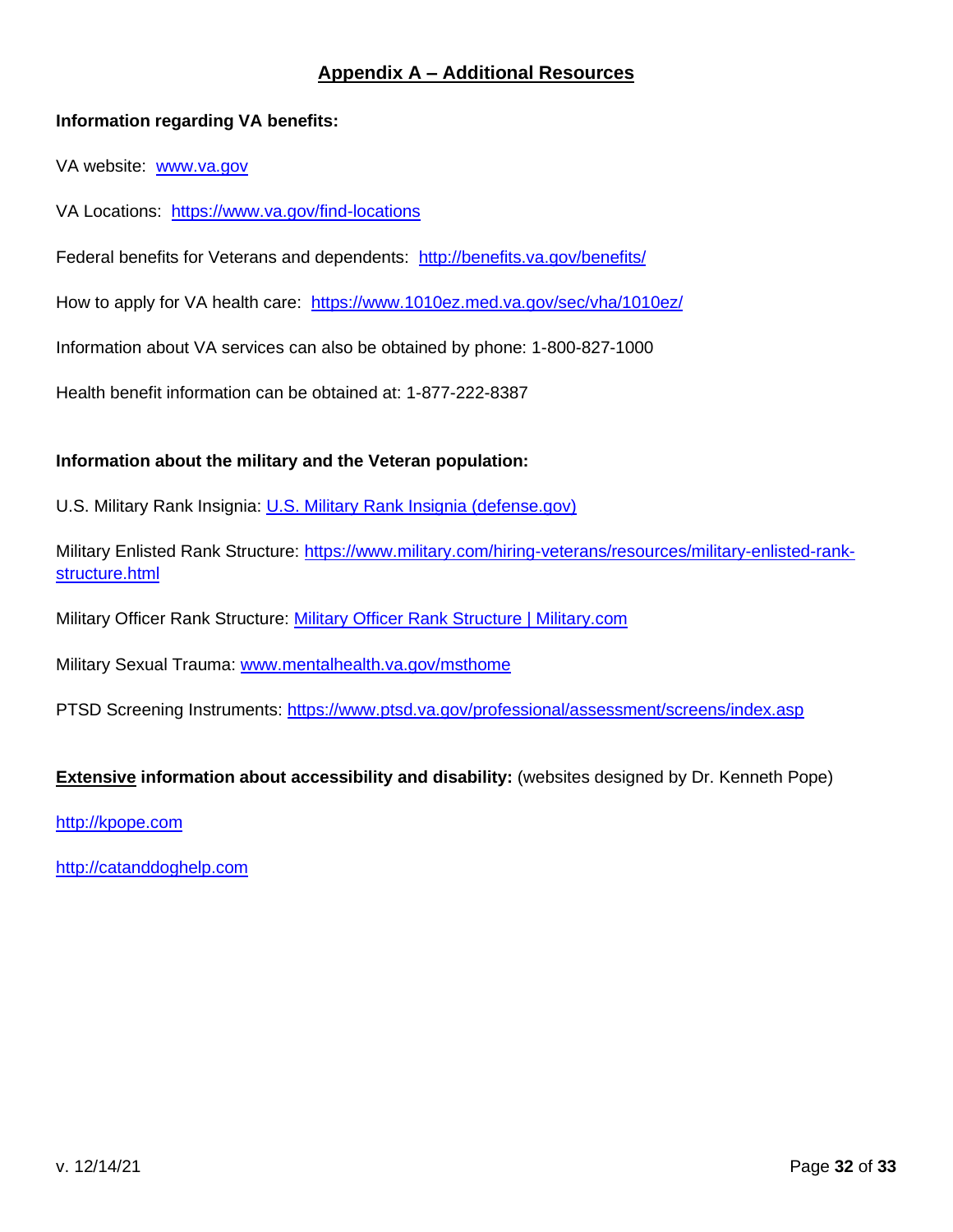## Appendix A – Additional Resources

**Information regarding VA benefits:**

VA website: www.va.gov

VA Locations: https://www.va.gov/find-locations

Federal benefits for Veterans and dependents: http://benefits.va.gov/benefits/

How to apply for VA health care: https://www.1010ez.med.va.gov/sec/vha/1010ez/

Information about VA services can also be obtained by phone: 1-800-827-1000

Health benefit information can be obtained at: 1-877-222-8387

**Information about the military and the Veteran population:**

U.S. Military Rank Insignia: U.S. Military Rank Insignia (defense.gov)

Military Enlisted Rank Structure: https://www.military.com/hiring-veterans/resources/military-enlisted-rank-structure.html

Military Officer Rank Structure: Military Officer Rank Structure | Military.com

Military Sexual Trauma: www.mentalhealth.va.gov/msthome

PTSD Screening Instruments: https://www.ptsd.va.gov/professional/assessment/screens/index.asp

**Extensive information about accessibility and disability:** (websites designed by Dr. Kenneth Pope)

http://kpope.com

http://catanddoghelp.com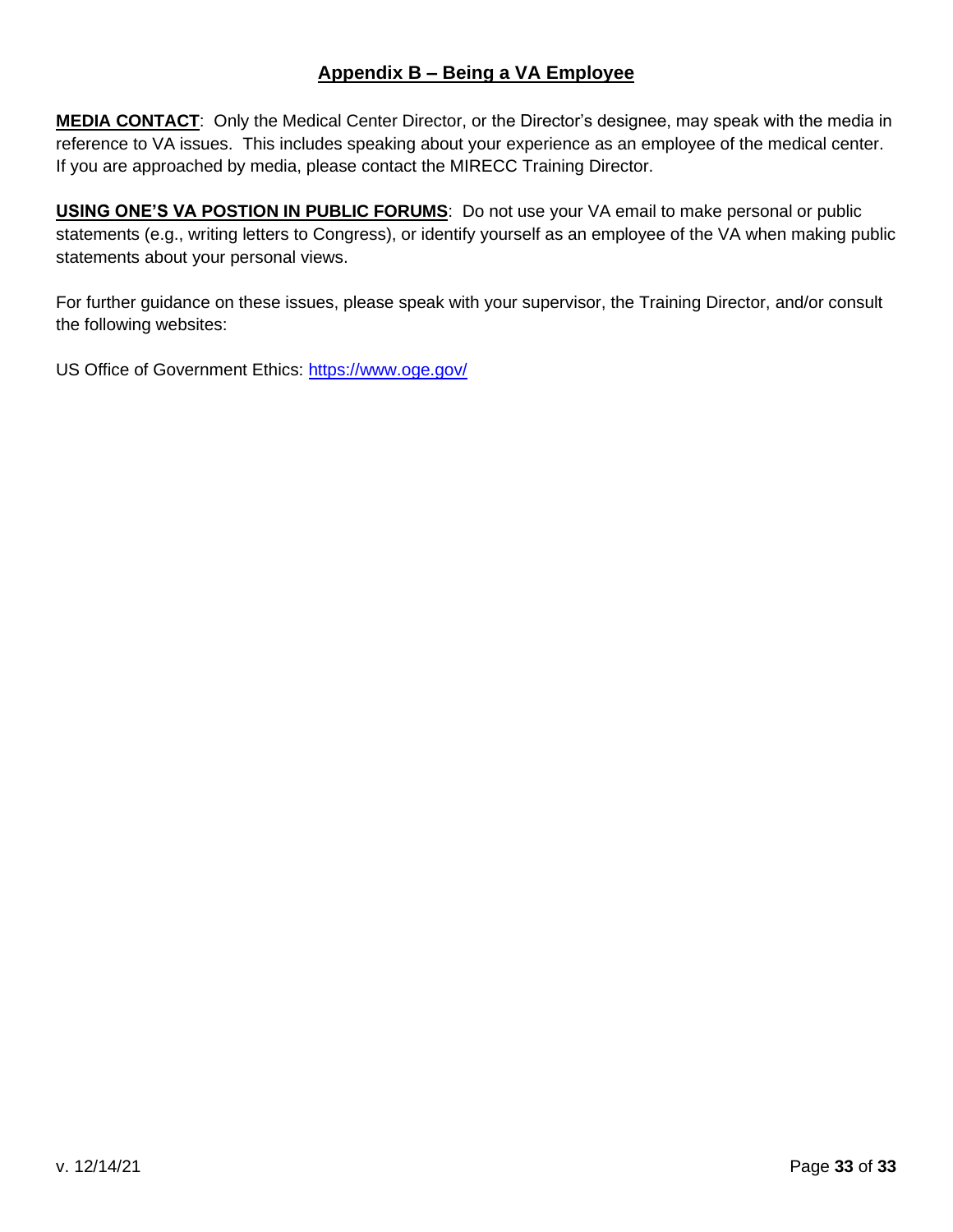## Appendix B – Being a VA Employee

**MEDIA CONTACT**: Only the Medical Center Director, or the Director's designee, may speak with the media in reference to VA issues. This includes speaking about your experience as an employee of the medical center. If you are approached by media, please contact the MIRECC Training Director.

**USING ONE'S VA POSTION IN PUBLIC FORUMS**: Do not use your VA email to make personal or public statements (e.g., writing letters to Congress), or identify yourself as an employee of the VA when making public statements about your personal views.

For further guidance on these issues, please speak with your supervisor, the Training Director, and/or consult the following websites:

US Office of Government Ethics: https://www.oge.gov/